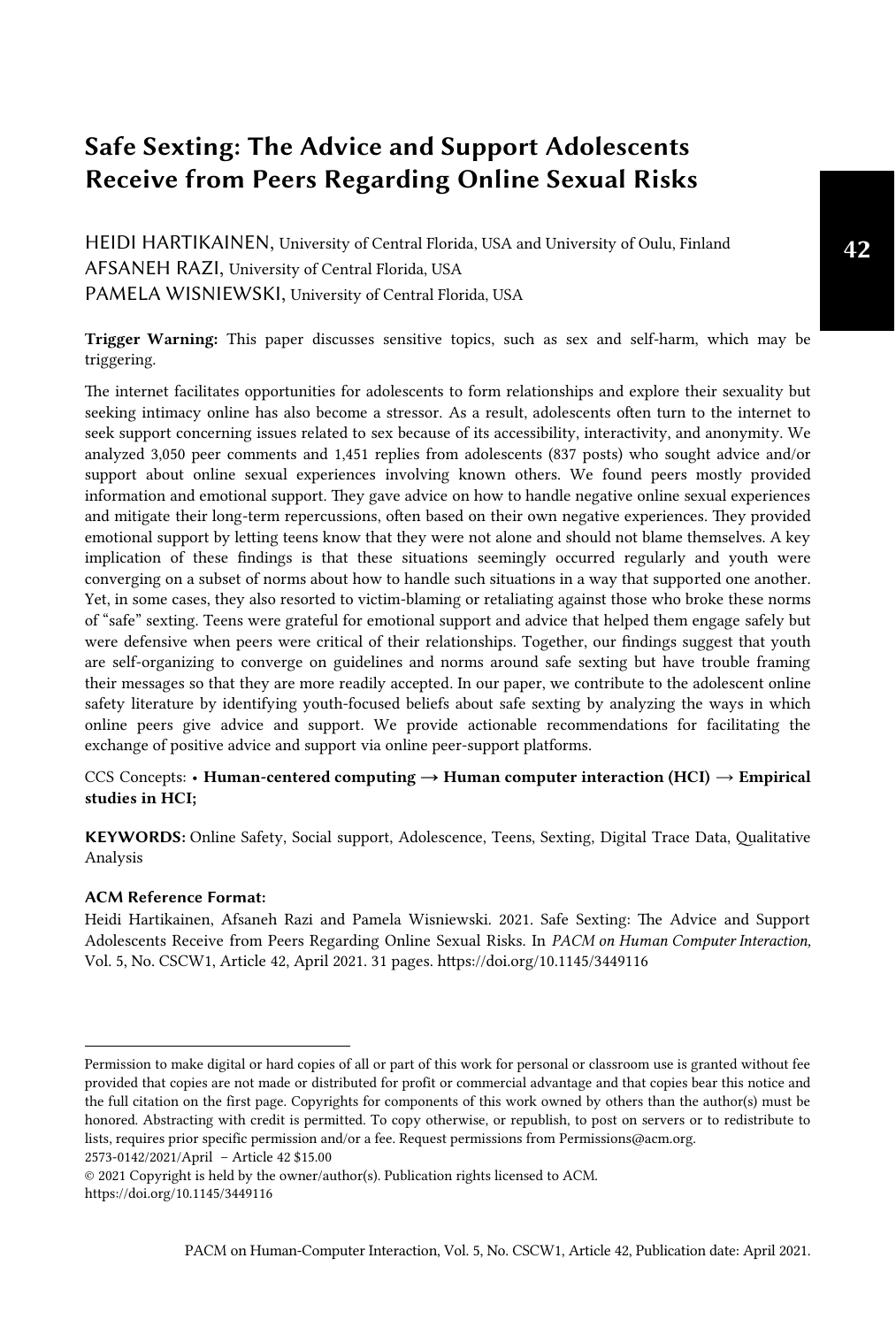# Safe Sexting: The Advice and Support Adolescents Receive from Peers Regarding Online Sexual Risks

HEIDI HARTIKAINEN, University of Central Florida, USA and University of Oulu, Finland
AFSANEH RAZI, University of Central Florida, USA
PAMELA WISNIEWSKI, University of Central Florida, USA

**Trigger Warning:** This paper discusses sensitive topics, such as sex and self-harm, which may be triggering.

The internet facilitates opportunities for adolescents to form relationships and explore their sexuality but seeking intimacy online has also become a stressor. As a result, adolescents often turn to the internet to seek support concerning issues related to sex because of its accessibility, interactivity, and anonymity. We analyzed 3,050 peer comments and 1,451 replies from adolescents (837 posts) who sought advice and/or support about online sexual experiences involving known others. We found peers mostly provided information and emotional support. They gave advice on how to handle negative online sexual experiences and mitigate their long-term repercussions, often based on their own negative experiences. They provided emotional support by letting teens know that they were not alone and should not blame themselves. A key implication of these findings is that these situations seemingly occurred regularly and youth were converging on a subset of norms about how to handle such situations in a way that supported one another. Yet, in some cases, they also resorted to victim-blaming or retaliating against those who broke these norms of "safe" sexting. Teens were grateful for emotional support and advice that helped them engage safely but were defensive when peers were critical of their relationships. Together, our findings suggest that youth are self-organizing to converge on guidelines and norms around safe sexting but have trouble framing their messages so that they are more readily accepted. In our paper, we contribute to the adolescent online safety literature by identifying youth-focused beliefs about safe sexting by analyzing the ways in which online peers give advice and support. We provide actionable recommendations for facilitating the exchange of positive advice and support via online peer-support platforms.

CCS Concepts: • **Human-centered computing → Human computer interaction (HCI) → Empirical studies in HCI;**

**KEYWORDS:** Online Safety, Social support, Adolescence, Teens, Sexting, Digital Trace Data, Qualitative Analysis

**ACM Reference Format:**

Heidi Hartikainen, Afsaneh Razi and Pamela Wisniewski. 2021. Safe Sexting: The Advice and Support Adolescents Receive from Peers Regarding Online Sexual Risks. In *PACM on Human Computer Interaction*, Vol. 5, No. CSCW1, Article 42, April 2021. 31 pages. https://doi.org/10.1145/3449116

---

Permission to make digital or hard copies of all or part of this work for personal or classroom use is granted without fee provided that copies are not made or distributed for profit or commercial advantage and that copies bear this notice and the full citation on the first page. Copyrights for components of this work owned by others than the author(s) must be honored. Abstracting with credit is permitted. To copy otherwise, or republish, to post on servers or to redistribute to lists, requires prior specific permission and/or a fee. Request permissions from Permissions@acm.org.
2573-0142/2021/April – Article 42 $15.00
© 2021 Copyright is held by the owner/author(s). Publication rights licensed to ACM.
https://doi.org/10.1145/3449116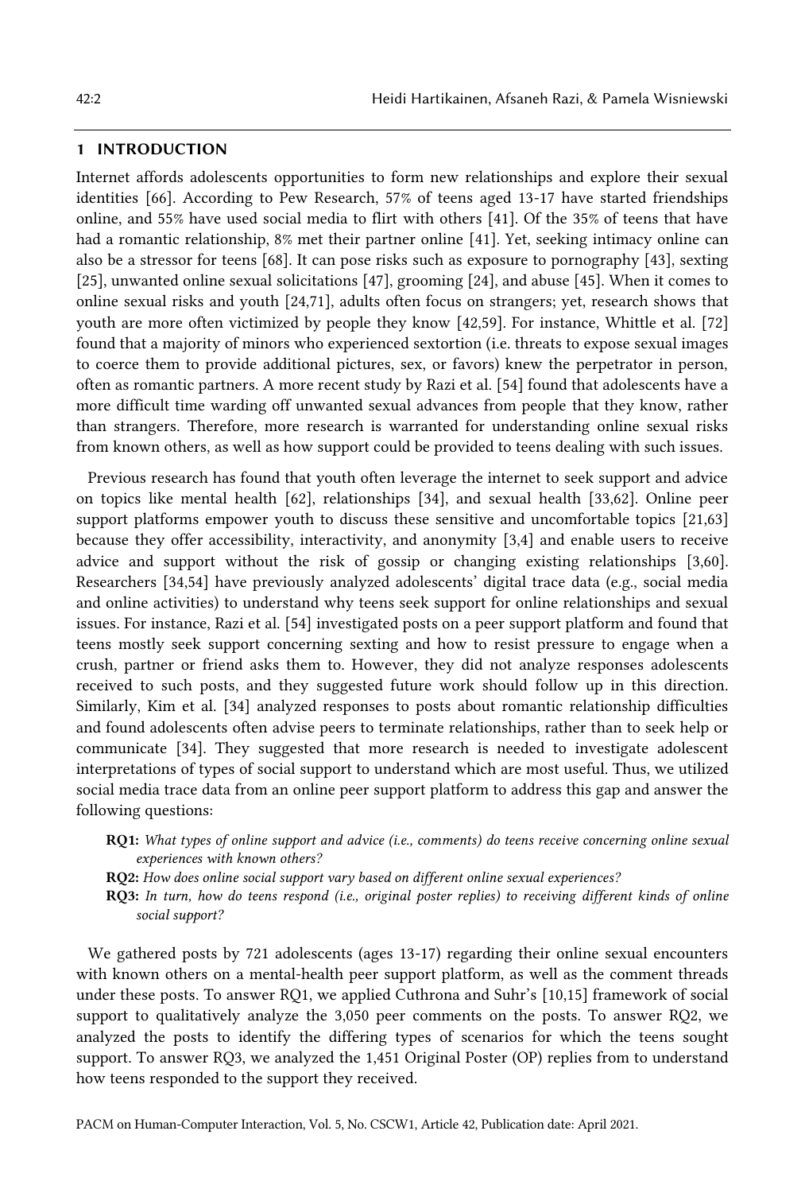## 1 INTRODUCTION

Internet affords adolescents opportunities to form new relationships and explore their sexual identities [66]. According to Pew Research, 57% of teens aged 13-17 have started friendships online, and 55% have used social media to flirt with others [41]. Of the 35% of teens that have had a romantic relationship, 8% met their partner online [41]. Yet, seeking intimacy online can also be a stressor for teens [68]. It can pose risks such as exposure to pornography [43], sexting [25], unwanted online sexual solicitations [47], grooming [24], and abuse [45]. When it comes to online sexual risks and youth [24,71], adults often focus on strangers; yet, research shows that youth are more often victimized by people they know [42,59]. For instance, Whittle et al. [72] found that a majority of minors who experienced sextortion (i.e. threats to expose sexual images to coerce them to provide additional pictures, sex, or favors) knew the perpetrator in person, often as romantic partners. A more recent study by Razi et al. [54] found that adolescents have a more difficult time warding off unwanted sexual advances from people that they know, rather than strangers. Therefore, more research is warranted for understanding online sexual risks from known others, as well as how support could be provided to teens dealing with such issues.

Previous research has found that youth often leverage the internet to seek support and advice on topics like mental health [62], relationships [34], and sexual health [33,62]. Online peer support platforms empower youth to discuss these sensitive and uncomfortable topics [21,63] because they offer accessibility, interactivity, and anonymity [3,4] and enable users to receive advice and support without the risk of gossip or changing existing relationships [3,60]. Researchers [34,54] have previously analyzed adolescents' digital trace data (e.g., social media and online activities) to understand why teens seek support for online relationships and sexual issues. For instance, Razi et al. [54] investigated posts on a peer support platform and found that teens mostly seek support concerning sexting and how to resist pressure to engage when a crush, partner or friend asks them to. However, they did not analyze responses adolescents received to such posts, and they suggested future work should follow up in this direction. Similarly, Kim et al. [34] analyzed responses to posts about romantic relationship difficulties and found adolescents often advise peers to terminate relationships, rather than to seek help or communicate [34]. They suggested that more research is needed to investigate adolescent interpretations of types of social support to understand which are most useful. Thus, we utilized social media trace data from an online peer support platform to address this gap and answer the following questions:

- **RQ1:** *What types of online support and advice (i.e., comments) do teens receive concerning online sexual experiences with known others?*
- **RQ2:** *How does online social support vary based on different online sexual experiences?*
- **RQ3:** *In turn, how do teens respond (i.e., original poster replies) to receiving different kinds of online social support?*

We gathered posts by 721 adolescents (ages 13-17) regarding their online sexual encounters with known others on a mental-health peer support platform, as well as the comment threads under these posts. To answer RQ1, we applied Cuthrona and Suhr's [10,15] framework of social support to qualitatively analyze the 3,050 peer comments on the posts. To answer RQ2, we analyzed the posts to identify the differing types of scenarios for which the teens sought support. To answer RQ3, we analyzed the 1,451 Original Poster (OP) replies from to understand how teens responded to the support they received.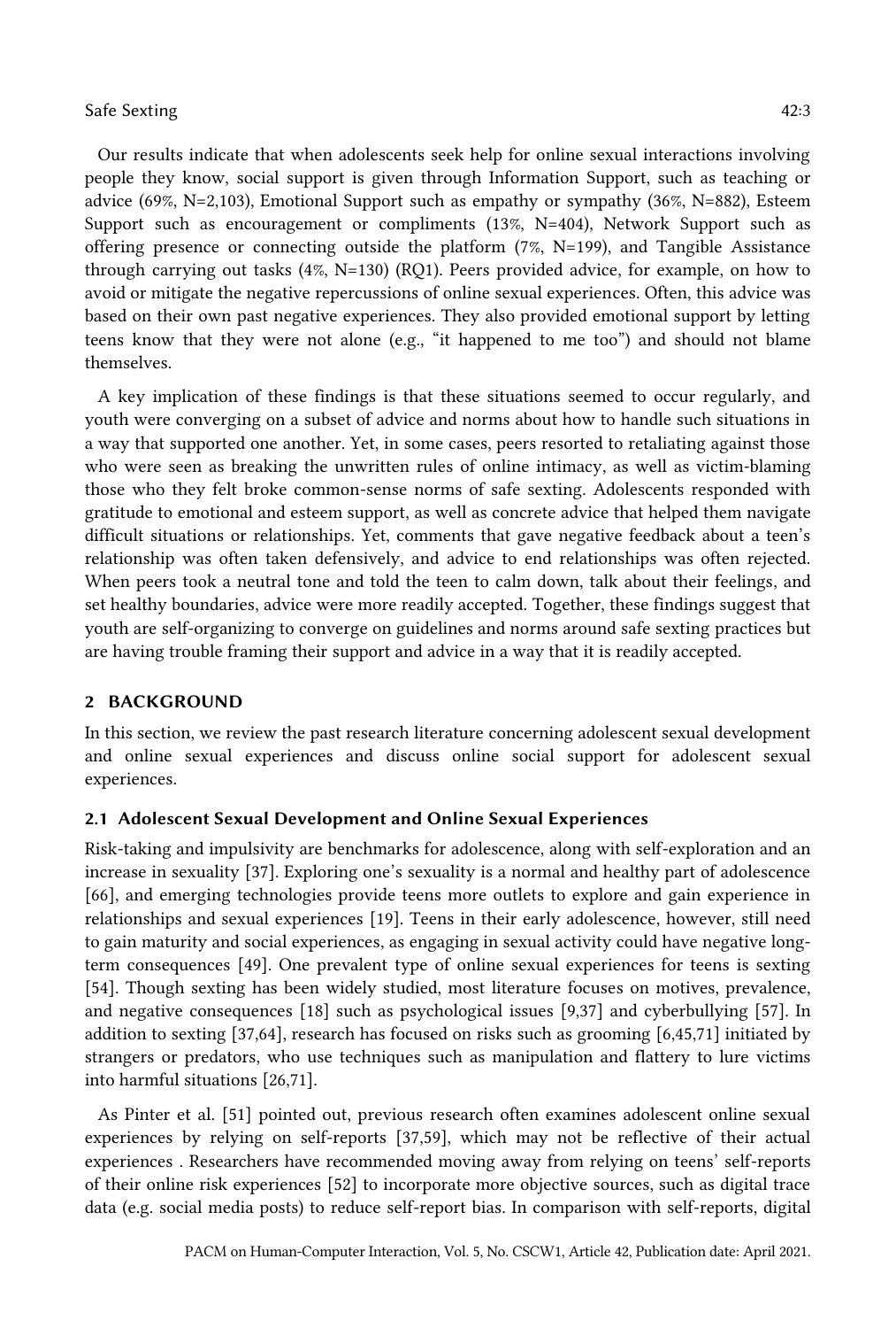Our results indicate that when adolescents seek help for online sexual interactions involving people they know, social support is given through Information Support, such as teaching or advice (69%, N=2,103), Emotional Support such as empathy or sympathy (36%, N=882), Esteem Support such as encouragement or compliments (13%, N=404), Network Support such as offering presence or connecting outside the platform (7%, N=199), and Tangible Assistance through carrying out tasks (4%, N=130) (RQ1). Peers provided advice, for example, on how to avoid or mitigate the negative repercussions of online sexual experiences. Often, this advice was based on their own past negative experiences. They also provided emotional support by letting teens know that they were not alone (e.g., "it happened to me too") and should not blame themselves.

A key implication of these findings is that these situations seemed to occur regularly, and youth were converging on a subset of advice and norms about how to handle such situations in a way that supported one another. Yet, in some cases, peers resorted to retaliating against those who were seen as breaking the unwritten rules of online intimacy, as well as victim-blaming those who they felt broke common-sense norms of safe sexting. Adolescents responded with gratitude to emotional and esteem support, as well as concrete advice that helped them navigate difficult situations or relationships. Yet, comments that gave negative feedback about a teen's relationship was often taken defensively, and advice to end relationships was often rejected. When peers took a neutral tone and told the teen to calm down, talk about their feelings, and set healthy boundaries, advice were more readily accepted. Together, these findings suggest that youth are self-organizing to converge on guidelines and norms around safe sexting practices but are having trouble framing their support and advice in a way that it is readily accepted.

## 2 BACKGROUND

In this section, we review the past research literature concerning adolescent sexual development and online sexual experiences and discuss online social support for adolescent sexual experiences.

### 2.1 Adolescent Sexual Development and Online Sexual Experiences

Risk-taking and impulsivity are benchmarks for adolescence, along with self-exploration and an increase in sexuality [37]. Exploring one's sexuality is a normal and healthy part of adolescence [66], and emerging technologies provide teens more outlets to explore and gain experience in relationships and sexual experiences [19]. Teens in their early adolescence, however, still need to gain maturity and social experiences, as engaging in sexual activity could have negative long-term consequences [49]. One prevalent type of online sexual experiences for teens is sexting [54]. Though sexting has been widely studied, most literature focuses on motives, prevalence, and negative consequences [18] such as psychological issues [9,37] and cyberbullying [57]. In addition to sexting [37,64], research has focused on risks such as grooming [6,45,71] initiated by strangers or predators, who use techniques such as manipulation and flattery to lure victims into harmful situations [26,71].

As Pinter et al. [51] pointed out, previous research often examines adolescent online sexual experiences by relying on self-reports [37,59], which may not be reflective of their actual experiences . Researchers have recommended moving away from relying on teens' self-reports of their online risk experiences [52] to incorporate more objective sources, such as digital trace data (e.g. social media posts) to reduce self-report bias. In comparison with self-reports, digital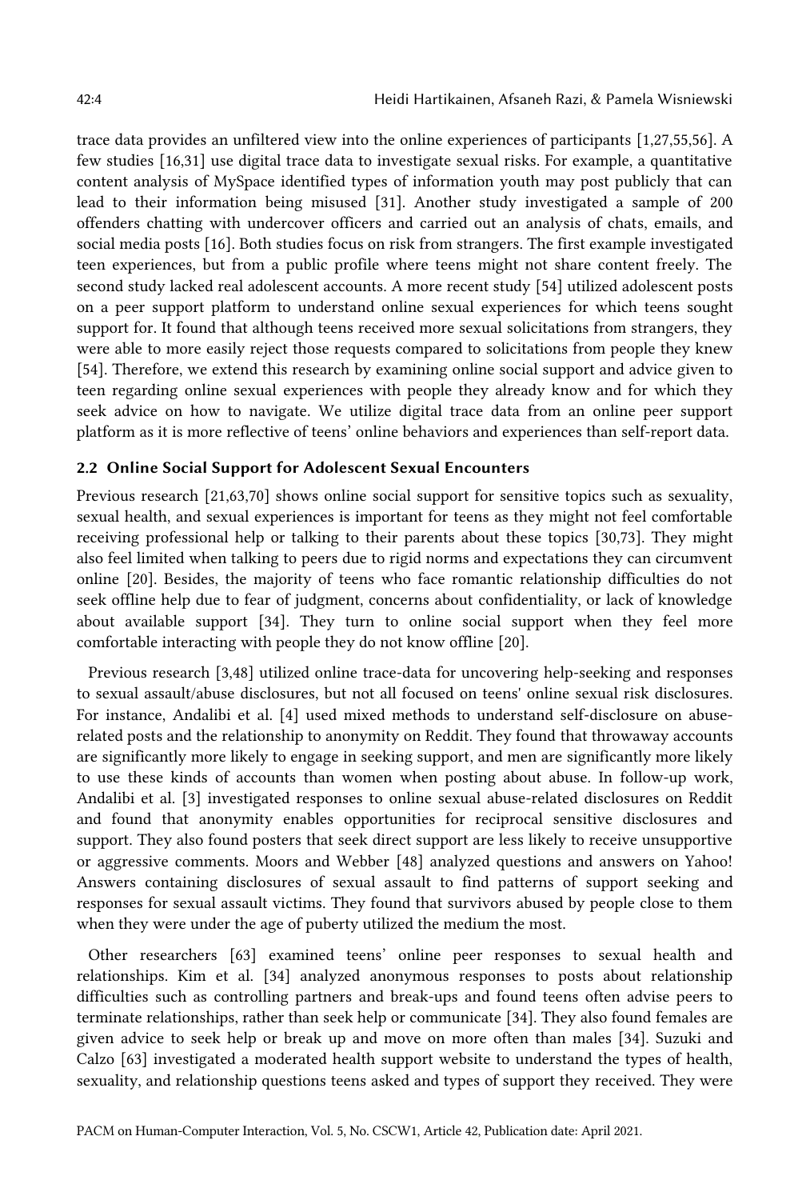trace data provides an unfiltered view into the online experiences of participants [1,27,55,56]. A few studies [16,31] use digital trace data to investigate sexual risks. For example, a quantitative content analysis of MySpace identified types of information youth may post publicly that can lead to their information being misused [31]. Another study investigated a sample of 200 offenders chatting with undercover officers and carried out an analysis of chats, emails, and social media posts [16]. Both studies focus on risk from strangers. The first example investigated teen experiences, but from a public profile where teens might not share content freely. The second study lacked real adolescent accounts. A more recent study [54] utilized adolescent posts on a peer support platform to understand online sexual experiences for which teens sought support for. It found that although teens received more sexual solicitations from strangers, they were able to more easily reject those requests compared to solicitations from people they knew [54]. Therefore, we extend this research by examining online social support and advice given to teen regarding online sexual experiences with people they already know and for which they seek advice on how to navigate. We utilize digital trace data from an online peer support platform as it is more reflective of teens' online behaviors and experiences than self-report data.

## 2.2 Online Social Support for Adolescent Sexual Encounters

Previous research [21,63,70] shows online social support for sensitive topics such as sexuality, sexual health, and sexual experiences is important for teens as they might not feel comfortable receiving professional help or talking to their parents about these topics [30,73]. They might also feel limited when talking to peers due to rigid norms and expectations they can circumvent online [20]. Besides, the majority of teens who face romantic relationship difficulties do not seek offline help due to fear of judgment, concerns about confidentiality, or lack of knowledge about available support [34]. They turn to online social support when they feel more comfortable interacting with people they do not know offline [20].

Previous research [3,48] utilized online trace-data for uncovering help-seeking and responses to sexual assault/abuse disclosures, but not all focused on teens' online sexual risk disclosures. For instance, Andalibi et al. [4] used mixed methods to understand self-disclosure on abuse-related posts and the relationship to anonymity on Reddit. They found that throwaway accounts are significantly more likely to engage in seeking support, and men are significantly more likely to use these kinds of accounts than women when posting about abuse. In follow-up work, Andalibi et al. [3] investigated responses to online sexual abuse-related disclosures on Reddit and found that anonymity enables opportunities for reciprocal sensitive disclosures and support. They also found posters that seek direct support are less likely to receive unsupportive or aggressive comments. Moors and Webber [48] analyzed questions and answers on Yahoo! Answers containing disclosures of sexual assault to find patterns of support seeking and responses for sexual assault victims. They found that survivors abused by people close to them when they were under the age of puberty utilized the medium the most.

Other researchers [63] examined teens' online peer responses to sexual health and relationships. Kim et al. [34] analyzed anonymous responses to posts about relationship difficulties such as controlling partners and break-ups and found teens often advise peers to terminate relationships, rather than seek help or communicate [34]. They also found females are given advice to seek help or break up and move on more often than males [34]. Suzuki and Calzo [63] investigated a moderated health support website to understand the types of health, sexuality, and relationship questions teens asked and types of support they received. They were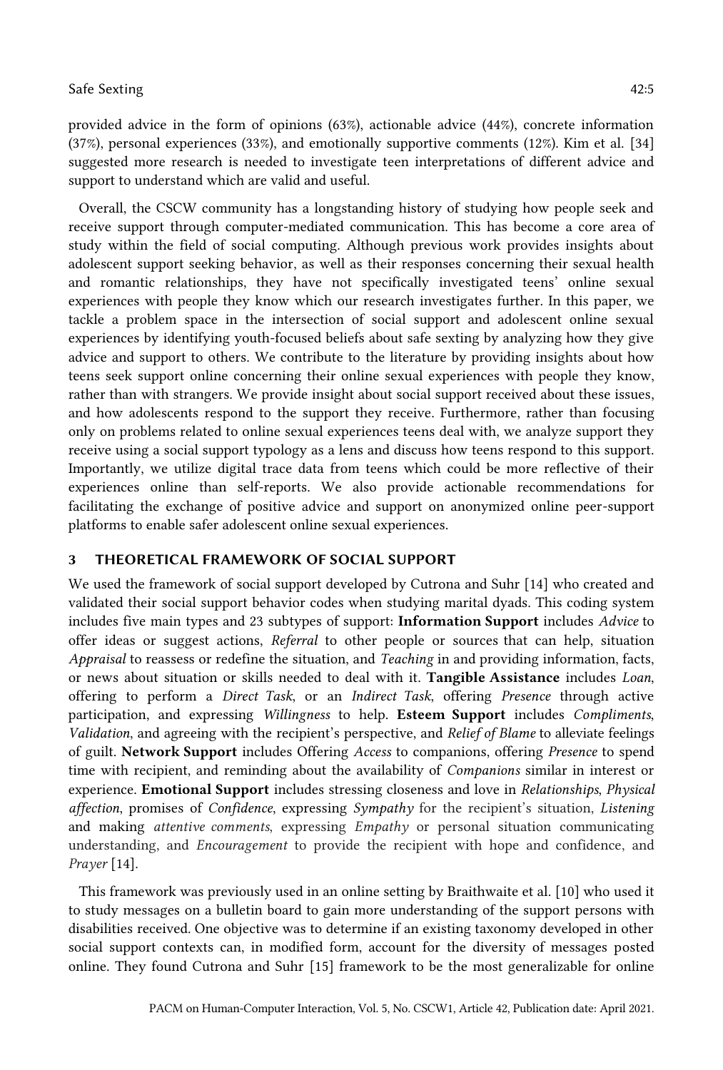provided advice in the form of opinions (63%), actionable advice (44%), concrete information (37%), personal experiences (33%), and emotionally supportive comments (12%). Kim et al. [34] suggested more research is needed to investigate teen interpretations of different advice and support to understand which are valid and useful.

Overall, the CSCW community has a longstanding history of studying how people seek and receive support through computer-mediated communication. This has become a core area of study within the field of social computing. Although previous work provides insights about adolescent support seeking behavior, as well as their responses concerning their sexual health and romantic relationships, they have not specifically investigated teens' online sexual experiences with people they know which our research investigates further. In this paper, we tackle a problem space in the intersection of social support and adolescent online sexual experiences by identifying youth-focused beliefs about safe sexting by analyzing how they give advice and support to others. We contribute to the literature by providing insights about how teens seek support online concerning their online sexual experiences with people they know, rather than with strangers. We provide insight about social support received about these issues, and how adolescents respond to the support they receive. Furthermore, rather than focusing only on problems related to online sexual experiences teens deal with, we analyze support they receive using a social support typology as a lens and discuss how teens respond to this support. Importantly, we utilize digital trace data from teens which could be more reflective of their experiences online than self-reports. We also provide actionable recommendations for facilitating the exchange of positive advice and support on anonymized online peer-support platforms to enable safer adolescent online sexual experiences.

## 3 THEORETICAL FRAMEWORK OF SOCIAL SUPPORT

We used the framework of social support developed by Cutrona and Suhr [14] who created and validated their social support behavior codes when studying marital dyads. This coding system includes five main types and 23 subtypes of support: **Information Support** includes *Advice* to offer ideas or suggest actions, *Referral* to other people or sources that can help, situation *Appraisal* to reassess or redefine the situation, and *Teaching* in and providing information, facts, or news about situation or skills needed to deal with it. **Tangible Assistance** includes *Loan*, offering to perform a *Direct Task*, or an *Indirect Task*, offering *Presence* through active participation, and expressing *Willingness* to help. **Esteem Support** includes *Compliments*, *Validation*, and agreeing with the recipient's perspective, and *Relief of Blame* to alleviate feelings of guilt. **Network Support** includes Offering *Access* to companions, offering *Presence* to spend time with recipient, and reminding about the availability of *Companions* similar in interest or experience. **Emotional Support** includes stressing closeness and love in *Relationships*, *Physical affection*, promises of *Confidence*, expressing *Sympathy* for the recipient's situation, *Listening* and making *attentive comments*, expressing *Empathy* or personal situation communicating understanding, and *Encouragement* to provide the recipient with hope and confidence, and *Prayer* [14].

This framework was previously used in an online setting by Braithwaite et al. [10] who used it to study messages on a bulletin board to gain more understanding of the support persons with disabilities received. One objective was to determine if an existing taxonomy developed in other social support contexts can, in modified form, account for the diversity of messages posted online. They found Cutrona and Suhr [15] framework to be the most generalizable for online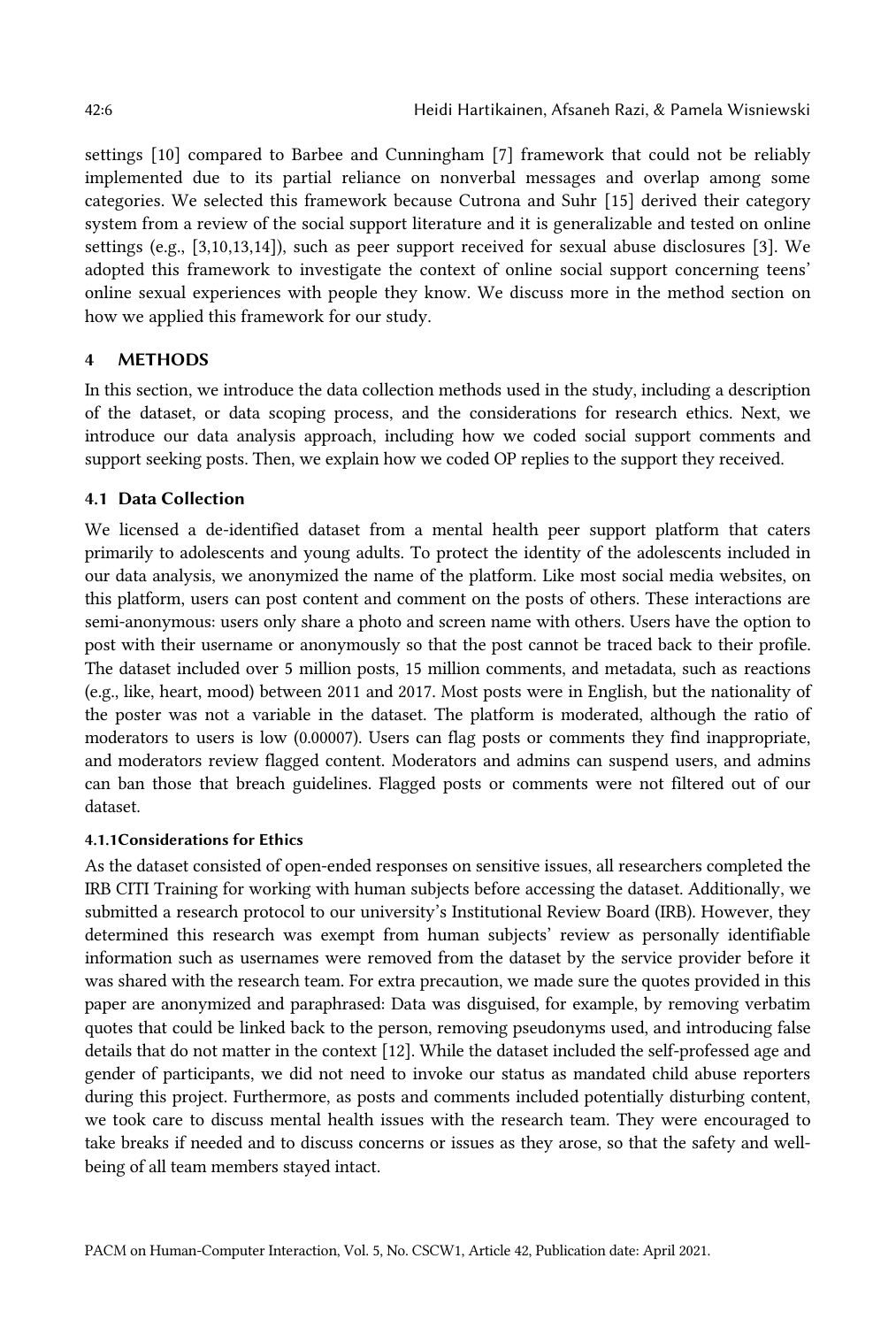settings [10] compared to Barbee and Cunningham [7] framework that could not be reliably implemented due to its partial reliance on nonverbal messages and overlap among some categories. We selected this framework because Cutrona and Suhr [15] derived their category system from a review of the social support literature and it is generalizable and tested on online settings (e.g., [3,10,13,14]), such as peer support received for sexual abuse disclosures [3]. We adopted this framework to investigate the context of online social support concerning teens' online sexual experiences with people they know. We discuss more in the method section on how we applied this framework for our study.

## 4 METHODS

In this section, we introduce the data collection methods used in the study, including a description of the dataset, or data scoping process, and the considerations for research ethics. Next, we introduce our data analysis approach, including how we coded social support comments and support seeking posts. Then, we explain how we coded OP replies to the support they received.

### 4.1 Data Collection

We licensed a de-identified dataset from a mental health peer support platform that caters primarily to adolescents and young adults. To protect the identity of the adolescents included in our data analysis, we anonymized the name of the platform. Like most social media websites, on this platform, users can post content and comment on the posts of others. These interactions are semi-anonymous: users only share a photo and screen name with others. Users have the option to post with their username or anonymously so that the post cannot be traced back to their profile. The dataset included over 5 million posts, 15 million comments, and metadata, such as reactions (e.g., like, heart, mood) between 2011 and 2017. Most posts were in English, but the nationality of the poster was not a variable in the dataset. The platform is moderated, although the ratio of moderators to users is low (0.00007). Users can flag posts or comments they find inappropriate, and moderators review flagged content. Moderators and admins can suspend users, and admins can ban those that breach guidelines. Flagged posts or comments were not filtered out of our dataset.

#### 4.1.1 Considerations for Ethics

As the dataset consisted of open-ended responses on sensitive issues, all researchers completed the IRB CITI Training for working with human subjects before accessing the dataset. Additionally, we submitted a research protocol to our university's Institutional Review Board (IRB). However, they determined this research was exempt from human subjects' review as personally identifiable information such as usernames were removed from the dataset by the service provider before it was shared with the research team. For extra precaution, we made sure the quotes provided in this paper are anonymized and paraphrased: Data was disguised, for example, by removing verbatim quotes that could be linked back to the person, removing pseudonyms used, and introducing false details that do not matter in the context [12]. While the dataset included the self-professed age and gender of participants, we did not need to invoke our status as mandated child abuse reporters during this project. Furthermore, as posts and comments included potentially disturbing content, we took care to discuss mental health issues with the research team. They were encouraged to take breaks if needed and to discuss concerns or issues as they arose, so that the safety and well-being of all team members stayed intact.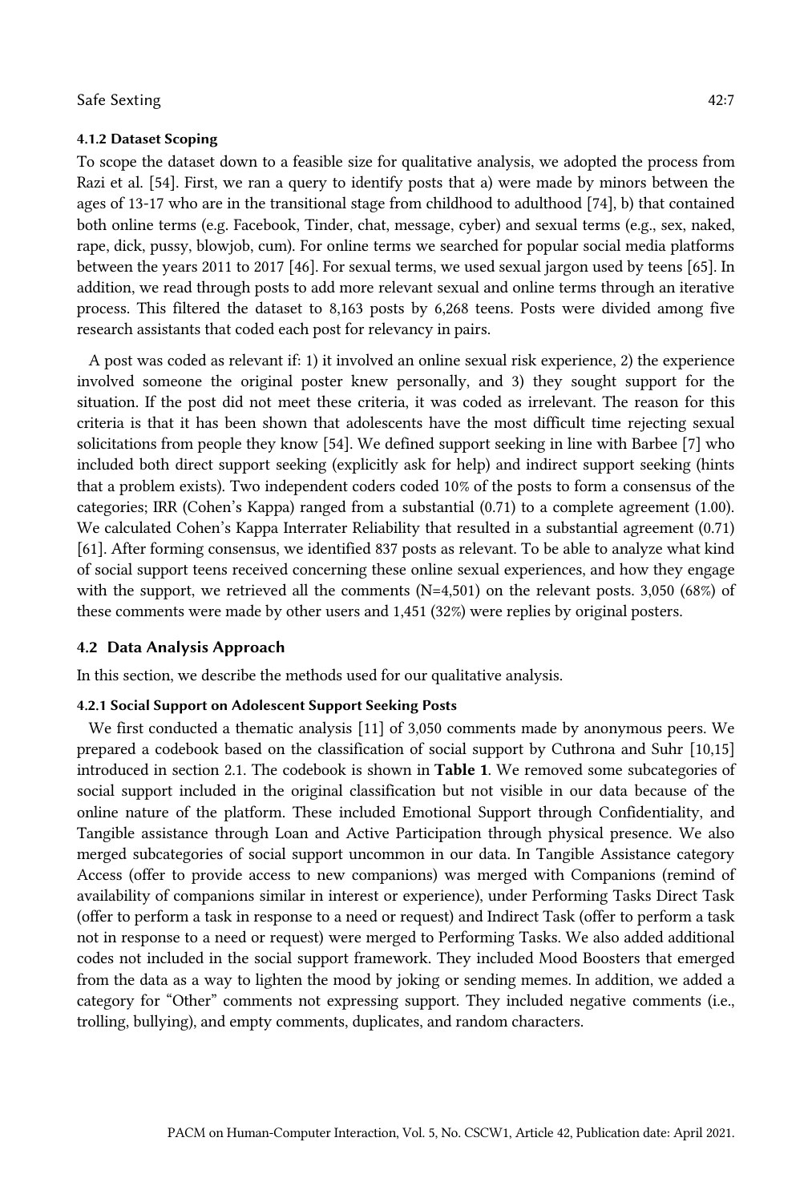#### 4.1.2 Dataset Scoping

To scope the dataset down to a feasible size for qualitative analysis, we adopted the process from Razi et al. [54]. First, we ran a query to identify posts that a) were made by minors between the ages of 13-17 who are in the transitional stage from childhood to adulthood [74], b) that contained both online terms (e.g. Facebook, Tinder, chat, message, cyber) and sexual terms (e.g., sex, naked, rape, dick, pussy, blowjob, cum). For online terms we searched for popular social media platforms between the years 2011 to 2017 [46]. For sexual terms, we used sexual jargon used by teens [65]. In addition, we read through posts to add more relevant sexual and online terms through an iterative process. This filtered the dataset to 8,163 posts by 6,268 teens. Posts were divided among five research assistants that coded each post for relevancy in pairs.

A post was coded as relevant if: 1) it involved an online sexual risk experience, 2) the experience involved someone the original poster knew personally, and 3) they sought support for the situation. If the post did not meet these criteria, it was coded as irrelevant. The reason for this criteria is that it has been shown that adolescents have the most difficult time rejecting sexual solicitations from people they know [54]. We defined support seeking in line with Barbee [7] who included both direct support seeking (explicitly ask for help) and indirect support seeking (hints that a problem exists). Two independent coders coded 10% of the posts to form a consensus of the categories; IRR (Cohen's Kappa) ranged from a substantial (0.71) to a complete agreement (1.00). We calculated Cohen's Kappa Interrater Reliability that resulted in a substantial agreement (0.71) [61]. After forming consensus, we identified 837 posts as relevant. To be able to analyze what kind of social support teens received concerning these online sexual experiences, and how they engage with the support, we retrieved all the comments (N=4,501) on the relevant posts. 3,050 (68%) of these comments were made by other users and 1,451 (32%) were replies by original posters.

### 4.2 Data Analysis Approach

In this section, we describe the methods used for our qualitative analysis.

#### 4.2.1 Social Support on Adolescent Support Seeking Posts

We first conducted a thematic analysis [11] of 3,050 comments made by anonymous peers. We prepared a codebook based on the classification of social support by Cuthrona and Suhr [10,15] introduced in section 2.1. The codebook is shown in **Table 1**. We removed some subcategories of social support included in the original classification but not visible in our data because of the online nature of the platform. These included Emotional Support through Confidentiality, and Tangible assistance through Loan and Active Participation through physical presence. We also merged subcategories of social support uncommon in our data. In Tangible Assistance category Access (offer to provide access to new companions) was merged with Companions (remind of availability of companions similar in interest or experience), under Performing Tasks Direct Task (offer to perform a task in response to a need or request) and Indirect Task (offer to perform a task not in response to a need or request) were merged to Performing Tasks. We also added additional codes not included in the social support framework. They included Mood Boosters that emerged from the data as a way to lighten the mood by joking or sending memes. In addition, we added a category for "Other" comments not expressing support. They included negative comments (i.e., trolling, bullying), and empty comments, duplicates, and random characters.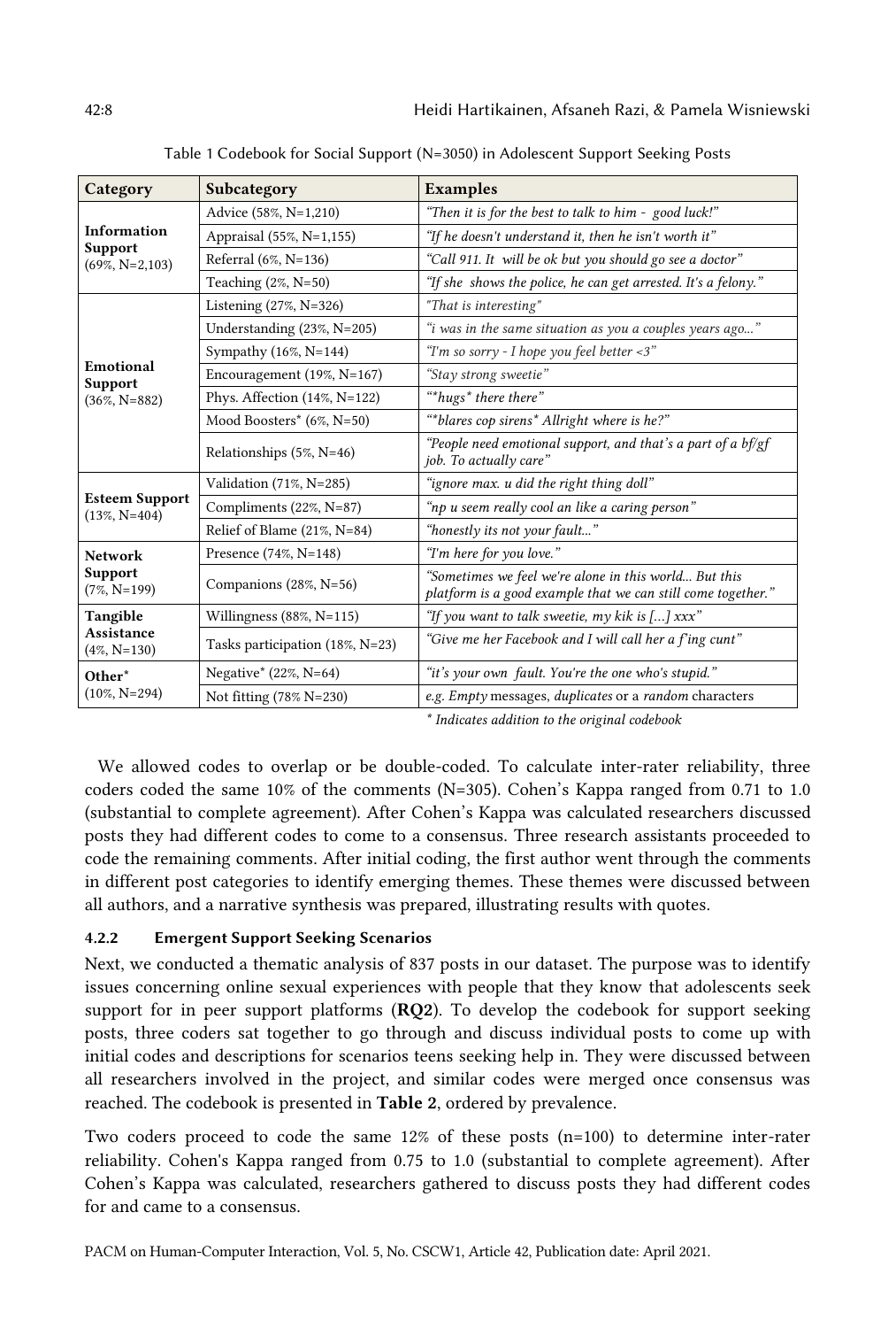Table 1 Codebook for Social Support (N=3050) in Adolescent Support Seeking Posts

| Category | Subcategory | Examples |
|---|---|---|
| **Information Support** (69%, N=2,103) | Advice (58%, N=1,210) | *"Then it is for the best to talk to him - good luck!"* |
| | Appraisal (55%, N=1,155) | *"If he doesn't understand it, then he isn't worth it"* |
| | Referral (6%, N=136) | *"Call 911. It will be ok but you should go see a doctor"* |
| | Teaching (2%, N=50) | *"If she shows the police, he can get arrested. It's a felony."* |
| **Emotional Support** (36%, N=882) | Listening (27%, N=326) | *"That is interesting"* |
| | Understanding (23%, N=205) | *"i was in the same situation as you a couples years ago..."* |
| | Sympathy (16%, N=144) | *"I'm so sorry - I hope you feel better <3"* |
| | Encouragement (19%, N=167) | *"Stay strong sweetie"* |
| | Phys. Affection (14%, N=122) | *"*hugs* there there"* |
| | Mood Boosters* (6%, N=50) | *"*blares cop sirens* Allright where is he?"* |
| | Relationships (5%, N=46) | *"People need emotional support, and that's a part of a bf/gf job. To actually care"* |
| **Esteem Support** (13%, N=404) | Validation (71%, N=285) | *"ignore max. u did the right thing doll"* |
| | Compliments (22%, N=87) | *"np u seem really cool an like a caring person"* |
| | Relief of Blame (21%, N=84) | *"honestly its not your fault..."* |
| **Network Support** (7%, N=199) | Presence (74%, N=148) | *"I'm here for you love."* |
| | Companions (28%, N=56) | *"Sometimes we feel we're alone in this world... But this platform is a good example that we can still come together."* |
| **Tangible Assistance** (4%, N=130) | Willingness (88%, N=115) | *"If you want to talk sweetie, my kik is [...] xxx"* |
| | Tasks participation (18%, N=23) | *"Give me her Facebook and I will call her a f'ing cunt"* |
| **Other*** (10%, N=294) | Negative* (22%, N=64) | *"it's your own fault. You're the one who's stupid."* |
| | Not fitting (78% N=230) | *e.g. Empty* messages, *duplicates* or a *random* characters |

*\* Indicates addition to the original codebook*

We allowed codes to overlap or be double-coded. To calculate inter-rater reliability, three coders coded the same 10% of the comments (N=305). Cohen's Kappa ranged from 0.71 to 1.0 (substantial to complete agreement). After Cohen's Kappa was calculated researchers discussed posts they had different codes to come to a consensus. Three research assistants proceeded to code the remaining comments. After initial coding, the first author went through the comments in different post categories to identify emerging themes. These themes were discussed between all authors, and a narrative synthesis was prepared, illustrating results with quotes.

#### 4.2.2 Emergent Support Seeking Scenarios

Next, we conducted a thematic analysis of 837 posts in our dataset. The purpose was to identify issues concerning online sexual experiences with people that they know that adolescents seek support for in peer support platforms (**RQ2**). To develop the codebook for support seeking posts, three coders sat together to go through and discuss individual posts to come up with initial codes and descriptions for scenarios teens seeking help in. They were discussed between all researchers involved in the project, and similar codes were merged once consensus was reached. The codebook is presented in **Table 2**, ordered by prevalence.

Two coders proceed to code the same 12% of these posts (n=100) to determine inter-rater reliability. Cohen's Kappa ranged from 0.75 to 1.0 (substantial to complete agreement). After Cohen's Kappa was calculated, researchers gathered to discuss posts they had different codes for and came to a consensus.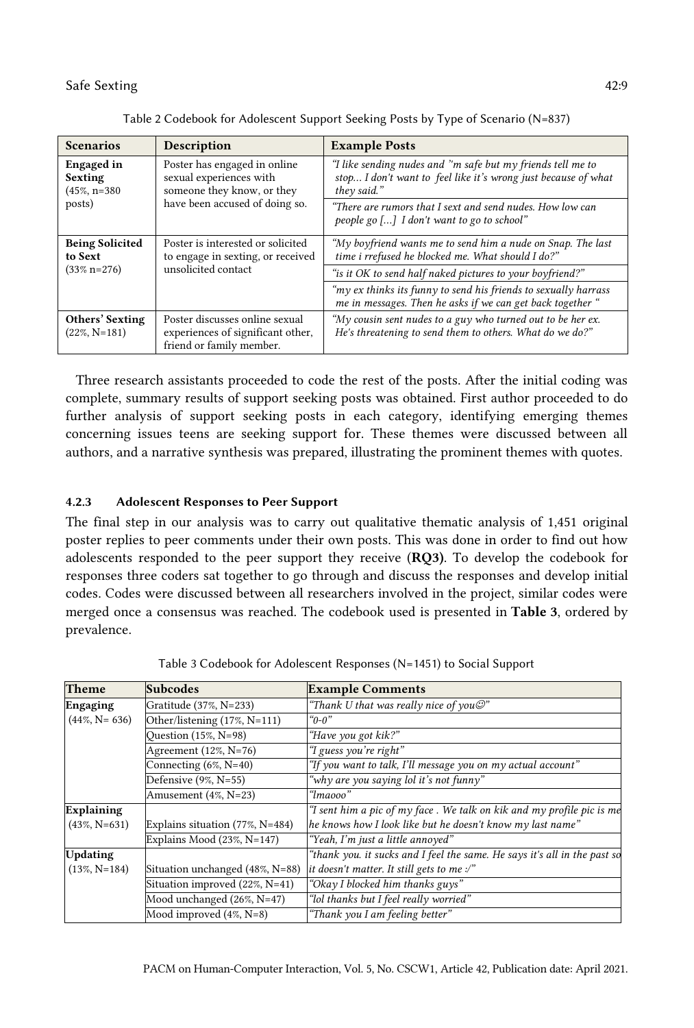Table 2 Codebook for Adolescent Support Seeking Posts by Type of Scenario (N=837)

| Scenarios | Description | Example Posts |
|---|---|---|
| **Engaged in Sexting** (45%, n=380 posts) | Poster has engaged in online sexual experiences with someone they know, or they have been accused of doing so. | *"I like sending nudes and "m safe but my friends tell me to stop... I don't want to feel like it's wrong just because of what they said."* |
| | | *"There are rumors that I sext and send nudes. How low can people go […] I don't want to go to school"* |
| **Being Solicited to Sext** (33% n=276) | Poster is interested or solicited to engage in sexting, or received unsolicited contact | *"My boyfriend wants me to send him a nude on Snap. The last time i rrefused he blocked me. What should I do?"* |
| | | *"is it OK to send half naked pictures to your boyfriend?"* |
| | | *"my ex thinks its funny to send his friends to sexually harrass me in messages. Then he asks if we can get back together "* |
| **Others' Sexting** (22%, N=181) | Poster discusses online sexual experiences of significant other, friend or family member. | *"My cousin sent nudes to a guy who turned out to be her ex. He's threatening to send them to others. What do we do?"* |

Three research assistants proceeded to code the rest of the posts. After the initial coding was complete, summary results of support seeking posts was obtained. First author proceeded to do further analysis of support seeking posts in each category, identifying emerging themes concerning issues teens are seeking support for. These themes were discussed between all authors, and a narrative synthesis was prepared, illustrating the prominent themes with quotes.

### 4.2.3 Adolescent Responses to Peer Support

The final step in our analysis was to carry out qualitative thematic analysis of 1,451 original poster replies to peer comments under their own posts. This was done in order to find out how adolescents responded to the peer support they receive (**RQ3)**. To develop the codebook for responses three coders sat together to go through and discuss the responses and develop initial codes. Codes were discussed between all researchers involved in the project, similar codes were merged once a consensus was reached. The codebook used is presented in **Table 3**, ordered by prevalence.

Table 3 Codebook for Adolescent Responses (N=1451) to Social Support

| Theme | Subcodes | Example Comments |
|---|---|---|
| **Engaging** (44%, N= 636) | Gratitude (37%, N=233) | *"Thank U that was really nice of you☺"* |
| | Other/listening (17%, N=111) | *"0-0"* |
| | Question (15%, N=98) | *"Have you got kik?"* |
| | Agreement (12%, N=76) | *"I guess you're right"* |
| | Connecting (6%, N=40) | *"If you want to talk, I'll message you on my actual account"* |
| | Defensive (9%, N=55) | *"why are you saying lol it's not funny"* |
| | Amusement (4%, N=23) | *"lmaooo"* |
| **Explaining** (43%, N=631) | Explains situation (77%, N=484) | *"I sent him a pic of my face . We talk on kik and my profile pic is me he knows how I look like but he doesn't know my last name"* |
| | Explains Mood (23%, N=147) | *"Yeah, I'm just a little annoyed"* |
| **Updating** (13%, N=184) | Situation unchanged (48%, N=88) | *"thank you. it sucks and I feel the same. He says it's all in the past so it doesn't matter. It still gets to me :/"* |
| | Situation improved (22%, N=41) | *"Okay I blocked him thanks guys"* |
| | Mood unchanged (26%, N=47) | *"lol thanks but I feel really worried"* |
| | Mood improved (4%, N=8) | *"Thank you I am feeling better"* |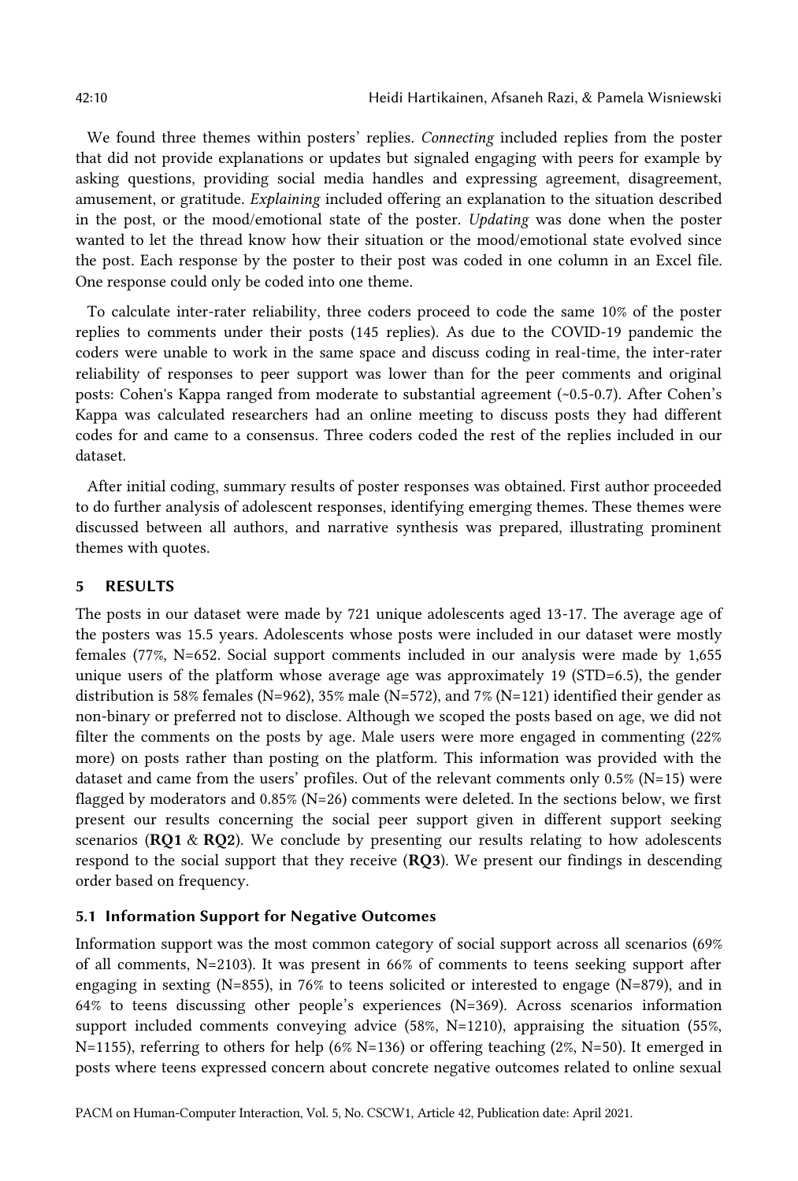We found three themes within posters' replies. *Connecting* included replies from the poster that did not provide explanations or updates but signaled engaging with peers for example by asking questions, providing social media handles and expressing agreement, disagreement, amusement, or gratitude. *Explaining* included offering an explanation to the situation described in the post, or the mood/emotional state of the poster. *Updating* was done when the poster wanted to let the thread know how their situation or the mood/emotional state evolved since the post. Each response by the poster to their post was coded in one column in an Excel file. One response could only be coded into one theme.

To calculate inter-rater reliability, three coders proceed to code the same 10% of the poster replies to comments under their posts (145 replies). As due to the COVID-19 pandemic the coders were unable to work in the same space and discuss coding in real-time, the inter-rater reliability of responses to peer support was lower than for the peer comments and original posts: Cohen's Kappa ranged from moderate to substantial agreement (~0.5-0.7). After Cohen's Kappa was calculated researchers had an online meeting to discuss posts they had different codes for and came to a consensus. Three coders coded the rest of the replies included in our dataset.

After initial coding, summary results of poster responses was obtained. First author proceeded to do further analysis of adolescent responses, identifying emerging themes. These themes were discussed between all authors, and narrative synthesis was prepared, illustrating prominent themes with quotes.

## 5 RESULTS

The posts in our dataset were made by 721 unique adolescents aged 13-17. The average age of the posters was 15.5 years. Adolescents whose posts were included in our dataset were mostly females (77%, N=652. Social support comments included in our analysis were made by 1,655 unique users of the platform whose average age was approximately 19 (STD=6.5), the gender distribution is 58% females (N=962), 35% male (N=572), and 7% (N=121) identified their gender as non-binary or preferred not to disclose. Although we scoped the posts based on age, we did not filter the comments on the posts by age. Male users were more engaged in commenting (22% more) on posts rather than posting on the platform. This information was provided with the dataset and came from the users' profiles. Out of the relevant comments only 0.5% (N=15) were flagged by moderators and 0.85% (N=26) comments were deleted. In the sections below, we first present our results concerning the social peer support given in different support seeking scenarios (**RQ1** & **RQ2**). We conclude by presenting our results relating to how adolescents respond to the social support that they receive (**RQ3**). We present our findings in descending order based on frequency.

### 5.1 Information Support for Negative Outcomes

Information support was the most common category of social support across all scenarios (69% of all comments, N=2103). It was present in 66% of comments to teens seeking support after engaging in sexting (N=855), in 76% to teens solicited or interested to engage (N=879), and in 64% to teens discussing other people's experiences (N=369). Across scenarios information support included comments conveying advice (58%, N=1210), appraising the situation (55%, N=1155), referring to others for help (6% N=136) or offering teaching (2%, N=50). It emerged in posts where teens expressed concern about concrete negative outcomes related to online sexual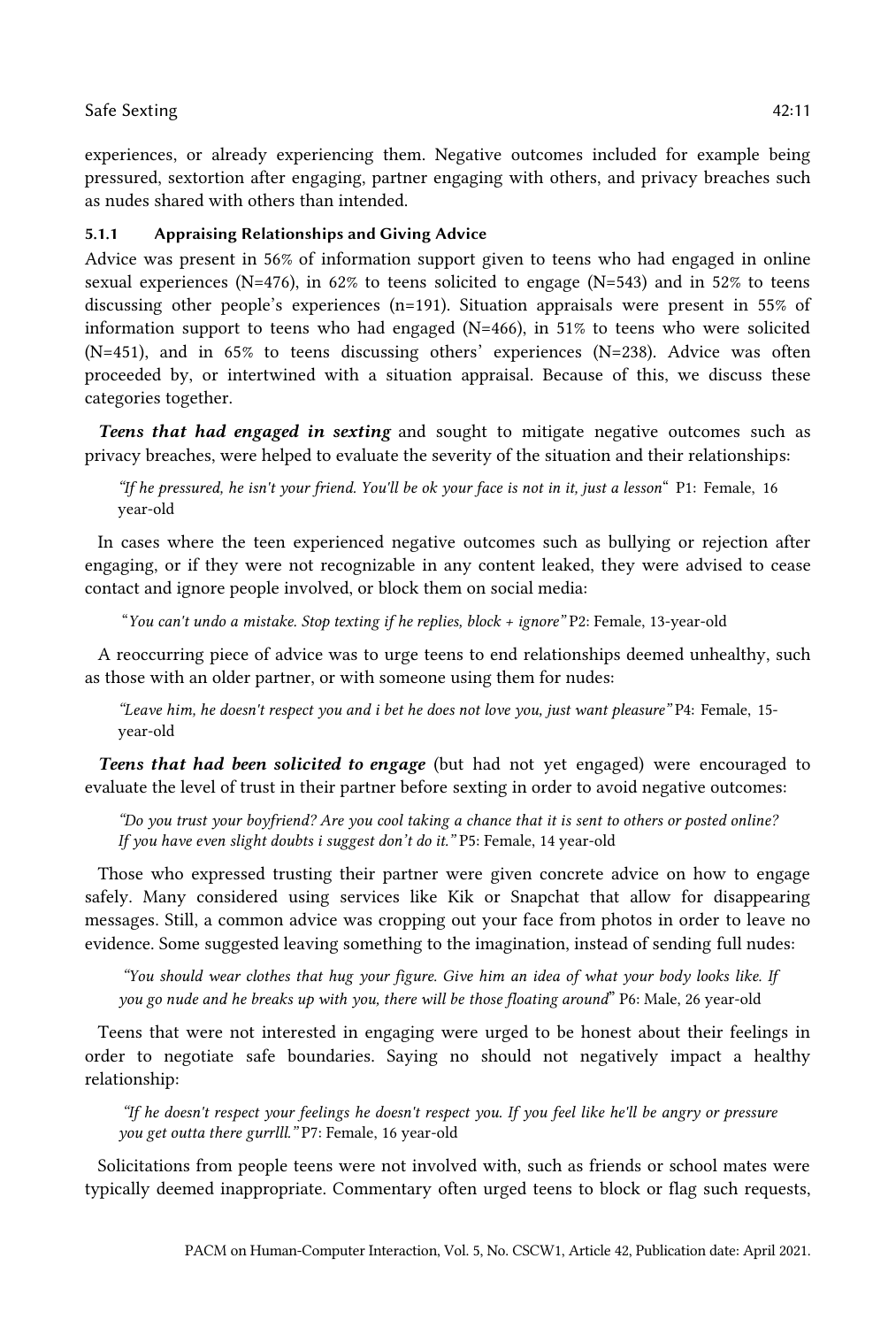experiences, or already experiencing them. Negative outcomes included for example being pressured, sextortion after engaging, partner engaging with others, and privacy breaches such as nudes shared with others than intended.

#### 5.1.1 Appraising Relationships and Giving Advice

Advice was present in 56% of information support given to teens who had engaged in online sexual experiences (N=476), in 62% to teens solicited to engage (N=543) and in 52% to teens discussing other people's experiences (n=191). Situation appraisals were present in 55% of information support to teens who had engaged (N=466), in 51% to teens who were solicited (N=451), and in 65% to teens discussing others' experiences (N=238). Advice was often proceeded by, or intertwined with a situation appraisal. Because of this, we discuss these categories together.

***Teens that had engaged in sexting*** and sought to mitigate negative outcomes such as privacy breaches, were helped to evaluate the severity of the situation and their relationships:

> *"If he pressured, he isn't your friend. You'll be ok your face is not in it, just a lesson"* P1: Female, 16 year-old

In cases where the teen experienced negative outcomes such as bullying or rejection after engaging, or if they were not recognizable in any content leaked, they were advised to cease contact and ignore people involved, or block them on social media:

> *"You can't undo a mistake. Stop texting if he replies, block + ignore"* P2: Female, 13-year-old

A reoccurring piece of advice was to urge teens to end relationships deemed unhealthy, such as those with an older partner, or with someone using them for nudes:

> *"Leave him, he doesn't respect you and i bet he does not love you, just want pleasure"* P4: Female, 15-year-old

***Teens that had been solicited to engage*** (but had not yet engaged) were encouraged to evaluate the level of trust in their partner before sexting in order to avoid negative outcomes:

> *"Do you trust your boyfriend? Are you cool taking a chance that it is sent to others or posted online? If you have even slight doubts i suggest don't do it."* P5: Female, 14 year-old

Those who expressed trusting their partner were given concrete advice on how to engage safely. Many considered using services like Kik or Snapchat that allow for disappearing messages. Still, a common advice was cropping out your face from photos in order to leave no evidence. Some suggested leaving something to the imagination, instead of sending full nudes:

> *"You should wear clothes that hug your figure. Give him an idea of what your body looks like. If you go nude and he breaks up with you, there will be those floating around"* P6: Male, 26 year-old

Teens that were not interested in engaging were urged to be honest about their feelings in order to negotiate safe boundaries. Saying no should not negatively impact a healthy relationship:

> *"If he doesn't respect your feelings he doesn't respect you. If you feel like he'll be angry or pressure you get outta there gurrlll."* P7: Female, 16 year-old

Solicitations from people teens were not involved with, such as friends or school mates were typically deemed inappropriate. Commentary often urged teens to block or flag such requests,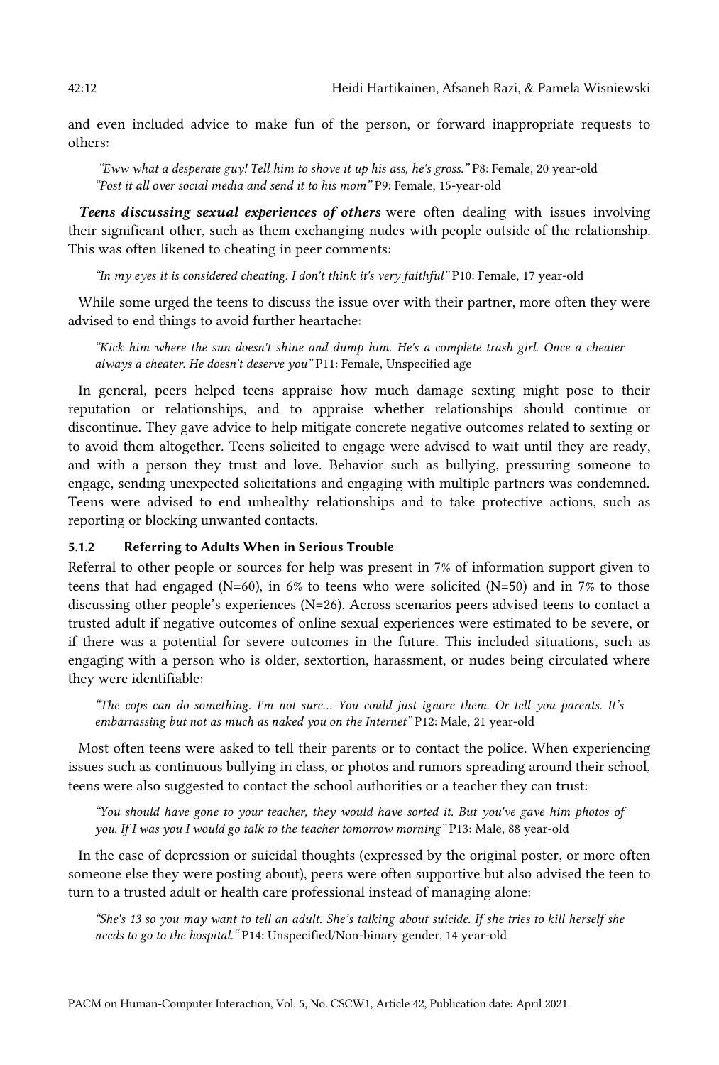and even included advice to make fun of the person, or forward inappropriate requests to others:

> *"Eww what a desperate guy! Tell him to shove it up his ass, he's gross."* P8: Female, 20 year-old
> *"Post it all over social media and send it to his mom"* P9: Female, 15-year-old

***Teens discussing sexual experiences of others*** were often dealing with issues involving their significant other, such as them exchanging nudes with people outside of the relationship. This was often likened to cheating in peer comments:

> *"In my eyes it is considered cheating. I don't think it's very faithful"* P10: Female, 17 year-old

While some urged the teens to discuss the issue over with their partner, more often they were advised to end things to avoid further heartache:

> *"Kick him where the sun doesn't shine and dump him. He's a complete trash girl. Once a cheater always a cheater. He doesn't deserve you"* P11: Female, Unspecified age

In general, peers helped teens appraise how much damage sexting might pose to their reputation or relationships, and to appraise whether relationships should continue or discontinue. They gave advice to help mitigate concrete negative outcomes related to sexting or to avoid them altogether. Teens solicited to engage were advised to wait until they are ready, and with a person they trust and love. Behavior such as bullying, pressuring someone to engage, sending unexpected solicitations and engaging with multiple partners was condemned. Teens were advised to end unhealthy relationships and to take protective actions, such as reporting or blocking unwanted contacts.

#### 5.1.2 Referring to Adults When in Serious Trouble

Referral to other people or sources for help was present in 7% of information support given to teens that had engaged (N=60), in 6% to teens who were solicited (N=50) and in 7% to those discussing other people's experiences (N=26). Across scenarios peers advised teens to contact a trusted adult if negative outcomes of online sexual experiences were estimated to be severe, or if there was a potential for severe outcomes in the future. This included situations, such as engaging with a person who is older, sextortion, harassment, or nudes being circulated where they were identifiable:

> *"The cops can do something. I'm not sure… You could just ignore them. Or tell you parents. It's embarrassing but not as much as naked you on the Internet"* P12: Male, 21 year-old

Most often teens were asked to tell their parents or to contact the police. When experiencing issues such as continuous bullying in class, or photos and rumors spreading around their school, teens were also suggested to contact the school authorities or a teacher they can trust:

> *"You should have gone to your teacher, they would have sorted it. But you've gave him photos of you. If I was you I would go talk to the teacher tomorrow morning"* P13: Male, 88 year-old

In the case of depression or suicidal thoughts (expressed by the original poster, or more often someone else they were posting about), peers were often supportive but also advised the teen to turn to a trusted adult or health care professional instead of managing alone:

> *"She's 13 so you may want to tell an adult. She's talking about suicide. If she tries to kill herself she needs to go to the hospital."* P14: Unspecified/Non-binary gender, 14 year-old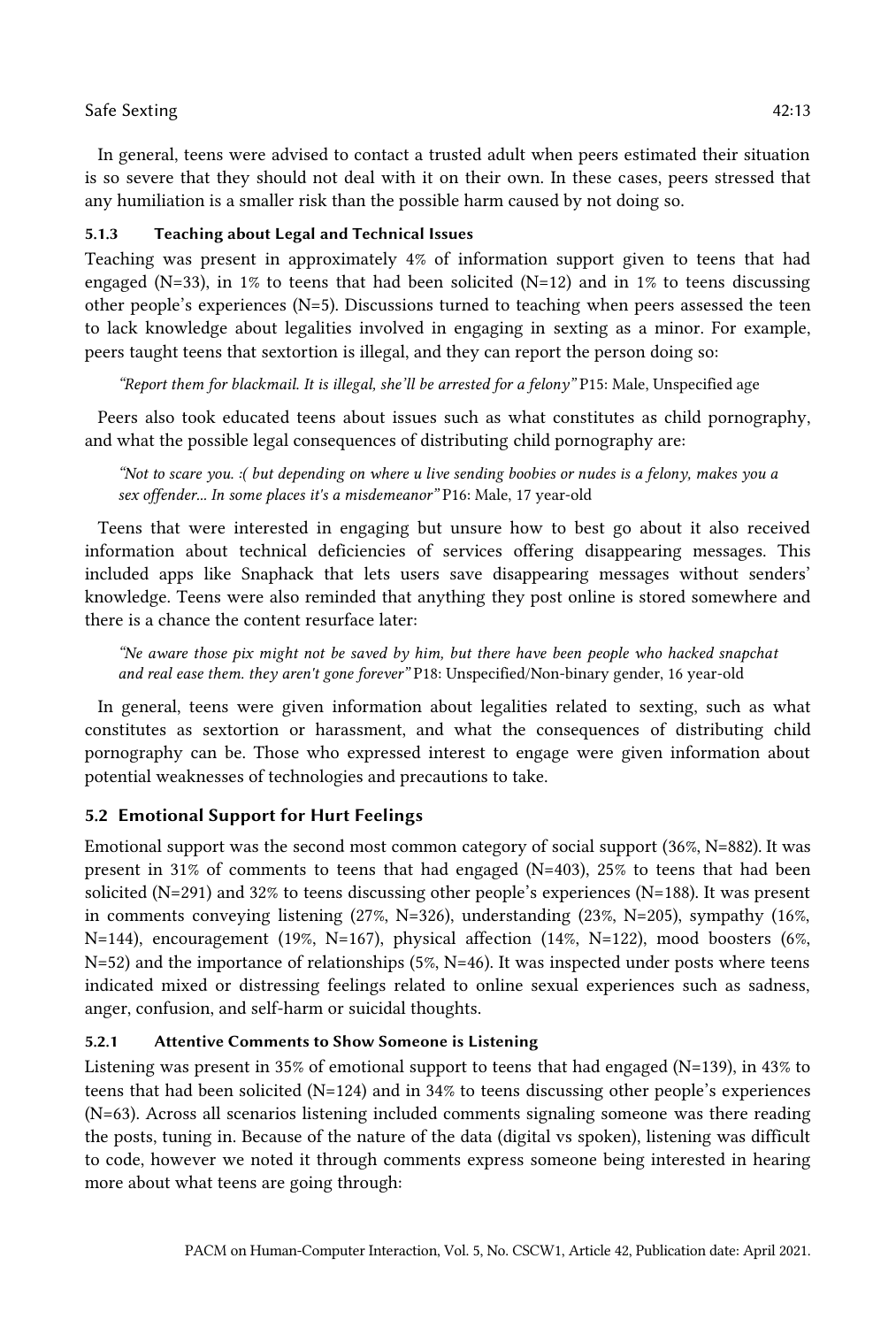In general, teens were advised to contact a trusted adult when peers estimated their situation is so severe that they should not deal with it on their own. In these cases, peers stressed that any humiliation is a smaller risk than the possible harm caused by not doing so.

#### 5.1.3 Teaching about Legal and Technical Issues

Teaching was present in approximately 4% of information support given to teens that had engaged (N=33), in 1% to teens that had been solicited (N=12) and in 1% to teens discussing other people's experiences (N=5). Discussions turned to teaching when peers assessed the teen to lack knowledge about legalities involved in engaging in sexting as a minor. For example, peers taught teens that sextortion is illegal, and they can report the person doing so:

> *"Report them for blackmail. It is illegal, she'll be arrested for a felony"* P15: Male, Unspecified age

Peers also took educated teens about issues such as what constitutes as child pornography, and what the possible legal consequences of distributing child pornography are:

> *"Not to scare you. :( but depending on where u live sending boobies or nudes is a felony, makes you a sex offender... In some places it's a misdemeanor"* P16: Male, 17 year-old

Teens that were interested in engaging but unsure how to best go about it also received information about technical deficiencies of services offering disappearing messages. This included apps like Snaphack that lets users save disappearing messages without senders' knowledge. Teens were also reminded that anything they post online is stored somewhere and there is a chance the content resurface later:

> *"Ne aware those pix might not be saved by him, but there have been people who hacked snapchat and real ease them. they aren't gone forever"* P18: Unspecified/Non-binary gender, 16 year-old

In general, teens were given information about legalities related to sexting, such as what constitutes as sextortion or harassment, and what the consequences of distributing child pornography can be. Those who expressed interest to engage were given information about potential weaknesses of technologies and precautions to take.

### 5.2 Emotional Support for Hurt Feelings

Emotional support was the second most common category of social support (36%, N=882). It was present in 31% of comments to teens that had engaged (N=403), 25% to teens that had been solicited (N=291) and 32% to teens discussing other people's experiences (N=188). It was present in comments conveying listening (27%, N=326), understanding (23%, N=205), sympathy (16%, N=144), encouragement (19%, N=167), physical affection (14%, N=122), mood boosters (6%, N=52) and the importance of relationships (5%, N=46). It was inspected under posts where teens indicated mixed or distressing feelings related to online sexual experiences such as sadness, anger, confusion, and self-harm or suicidal thoughts.

#### 5.2.1 Attentive Comments to Show Someone is Listening

Listening was present in 35% of emotional support to teens that had engaged (N=139), in 43% to teens that had been solicited (N=124) and in 34% to teens discussing other people's experiences (N=63). Across all scenarios listening included comments signaling someone was there reading the posts, tuning in. Because of the nature of the data (digital vs spoken), listening was difficult to code, however we noted it through comments express someone being interested in hearing more about what teens are going through: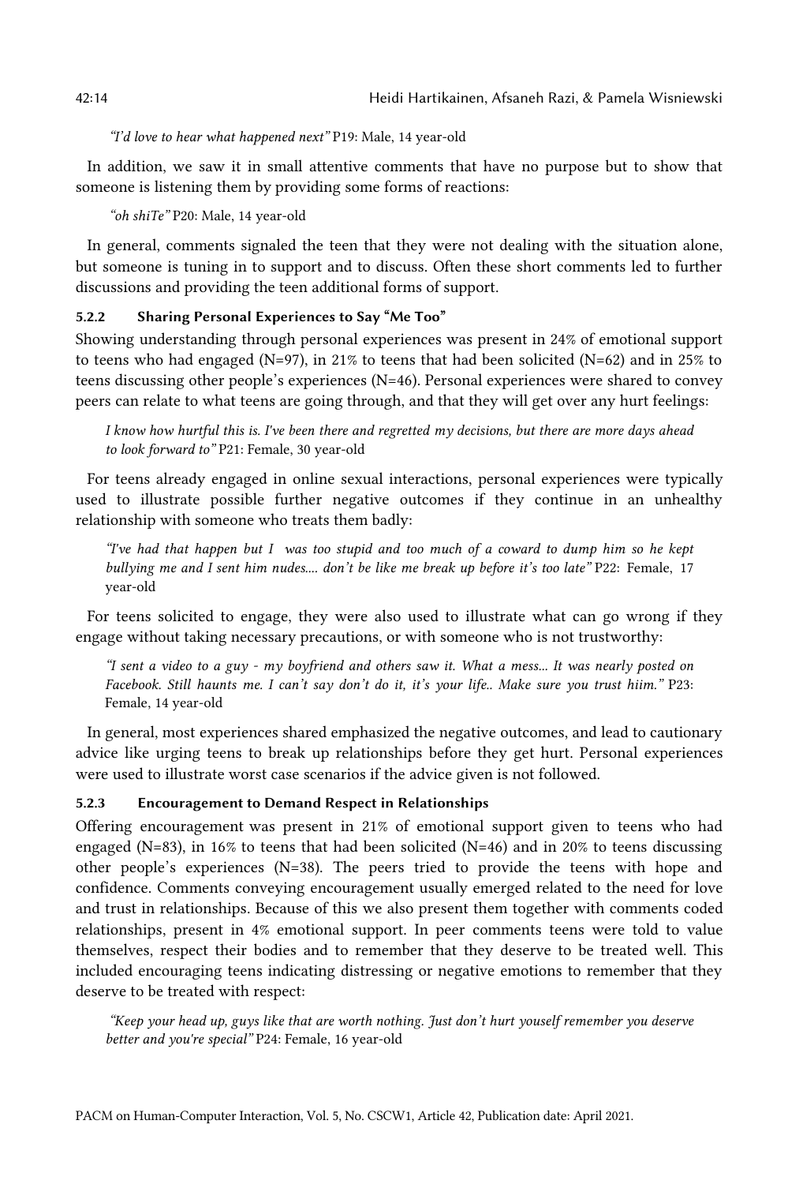*"I'd love to hear what happened next"* P19: Male, 14 year-old

In addition, we saw it in small attentive comments that have no purpose but to show that someone is listening them by providing some forms of reactions:

*"oh shiTe"* P20: Male, 14 year-old

In general, comments signaled the teen that they were not dealing with the situation alone, but someone is tuning in to support and to discuss. Often these short comments led to further discussions and providing the teen additional forms of support.

### 5.2.2 Sharing Personal Experiences to Say "Me Too"

Showing understanding through personal experiences was present in 24% of emotional support to teens who had engaged (N=97), in 21% to teens that had been solicited (N=62) and in 25% to teens discussing other people's experiences (N=46). Personal experiences were shared to convey peers can relate to what teens are going through, and that they will get over any hurt feelings:

*I know how hurtful this is. I've been there and regretted my decisions, but there are more days ahead to look forward to"* P21: Female, 30 year-old

For teens already engaged in online sexual interactions, personal experiences were typically used to illustrate possible further negative outcomes if they continue in an unhealthy relationship with someone who treats them badly:

*"I've had that happen but I was too stupid and too much of a coward to dump him so he kept bullying me and I sent him nudes.... don't be like me break up before it's too late"* P22: Female, 17 year-old

For teens solicited to engage, they were also used to illustrate what can go wrong if they engage without taking necessary precautions, or with someone who is not trustworthy:

*"I sent a video to a guy - my boyfriend and others saw it. What a mess... It was nearly posted on Facebook. Still haunts me. I can't say don't do it, it's your life.. Make sure you trust hiim."* P23: Female, 14 year-old

In general, most experiences shared emphasized the negative outcomes, and lead to cautionary advice like urging teens to break up relationships before they get hurt. Personal experiences were used to illustrate worst case scenarios if the advice given is not followed.

### 5.2.3 Encouragement to Demand Respect in Relationships

Offering encouragement was present in 21% of emotional support given to teens who had engaged (N=83), in 16% to teens that had been solicited (N=46) and in 20% to teens discussing other people's experiences (N=38). The peers tried to provide the teens with hope and confidence. Comments conveying encouragement usually emerged related to the need for love and trust in relationships. Because of this we also present them together with comments coded relationships, present in 4% emotional support. In peer comments teens were told to value themselves, respect their bodies and to remember that they deserve to be treated well. This included encouraging teens indicating distressing or negative emotions to remember that they deserve to be treated with respect:

*"Keep your head up, guys like that are worth nothing. Just don't hurt youself remember you deserve better and you're special"* P24: Female, 16 year-old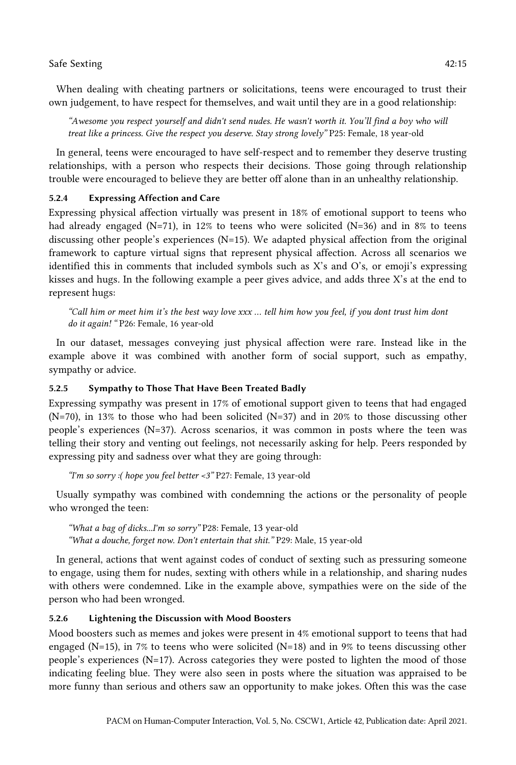When dealing with cheating partners or solicitations, teens were encouraged to trust their own judgement, to have respect for themselves, and wait until they are in a good relationship:

> *"Awesome you respect yourself and didn't send nudes. He wasn't worth it. You'll find a boy who will treat like a princess. Give the respect you deserve. Stay strong lovely"* P25: Female, 18 year-old

In general, teens were encouraged to have self-respect and to remember they deserve trusting relationships, with a person who respects their decisions. Those going through relationship trouble were encouraged to believe they are better off alone than in an unhealthy relationship.

#### 5.2.4 Expressing Affection and Care

Expressing physical affection virtually was present in 18% of emotional support to teens who had already engaged (N=71), in 12% to teens who were solicited (N=36) and in 8% to teens discussing other people's experiences (N=15). We adapted physical affection from the original framework to capture virtual signs that represent physical affection. Across all scenarios we identified this in comments that included symbols such as X's and O's, or emoji's expressing kisses and hugs. In the following example a peer gives advice, and adds three X's at the end to represent hugs:

> *"Call him or meet him it's the best way love xxx ... tell him how you feel, if you dont trust him dont do it again! "* P26: Female, 16 year-old

In our dataset, messages conveying just physical affection were rare. Instead like in the example above it was combined with another form of social support, such as empathy, sympathy or advice.

#### 5.2.5 Sympathy to Those That Have Been Treated Badly

Expressing sympathy was present in 17% of emotional support given to teens that had engaged (N=70), in 13% to those who had been solicited (N=37) and in 20% to those discussing other people's experiences (N=37). Across scenarios, it was common in posts where the teen was telling their story and venting out feelings, not necessarily asking for help. Peers responded by expressing pity and sadness over what they are going through:

> *"I'm so sorry :( hope you feel better <3"* P27: Female, 13 year-old

Usually sympathy was combined with condemning the actions or the personality of people who wronged the teen:

> *"What a bag of dicks...I'm so sorry"* P28: Female, 13 year-old
> *"What a douche, forget now. Don't entertain that shit."* P29: Male, 15 year-old

In general, actions that went against codes of conduct of sexting such as pressuring someone to engage, using them for nudes, sexting with others while in a relationship, and sharing nudes with others were condemned. Like in the example above, sympathies were on the side of the person who had been wronged.

#### 5.2.6 Lightening the Discussion with Mood Boosters

Mood boosters such as memes and jokes were present in 4% emotional support to teens that had engaged (N=15), in 7% to teens who were solicited (N=18) and in 9% to teens discussing other people's experiences (N=17). Across categories they were posted to lighten the mood of those indicating feeling blue. They were also seen in posts where the situation was appraised to be more funny than serious and others saw an opportunity to make jokes. Often this was the case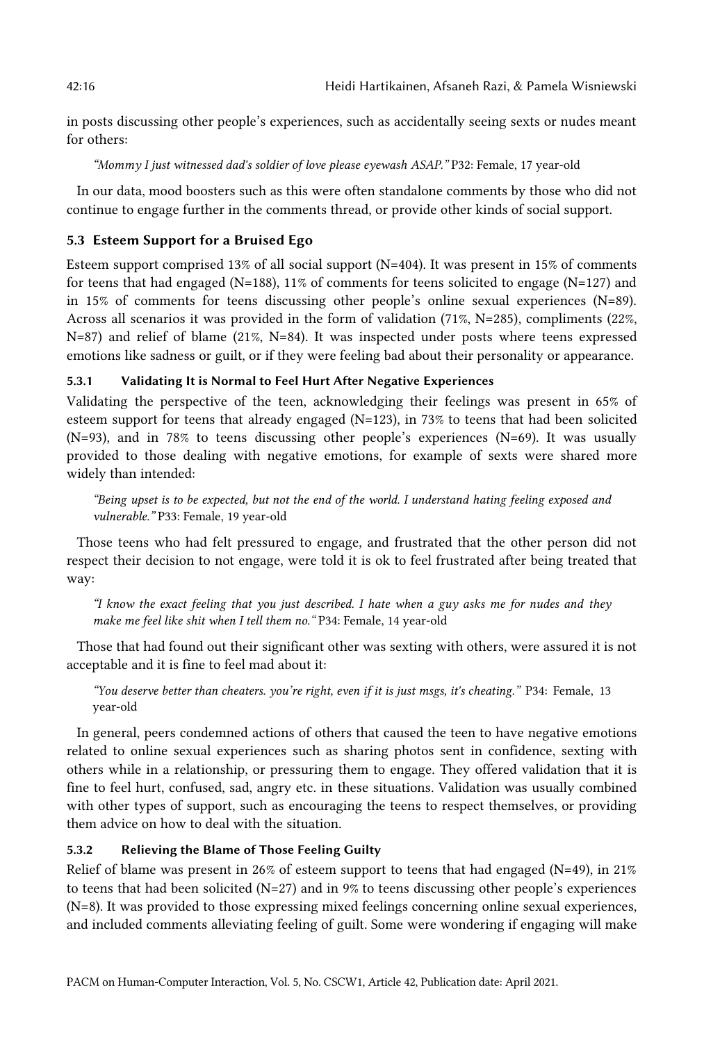in posts discussing other people's experiences, such as accidentally seeing sexts or nudes meant for others:

> *"Mommy I just witnessed dad's soldier of love please eyewash ASAP."* P32: Female, 17 year-old

In our data, mood boosters such as this were often standalone comments by those who did not continue to engage further in the comments thread, or provide other kinds of social support.

### 5.3 Esteem Support for a Bruised Ego

Esteem support comprised 13% of all social support (N=404). It was present in 15% of comments for teens that had engaged (N=188), 11% of comments for teens solicited to engage (N=127) and in 15% of comments for teens discussing other people's online sexual experiences (N=89). Across all scenarios it was provided in the form of validation (71%, N=285), compliments (22%, N=87) and relief of blame (21%, N=84). It was inspected under posts where teens expressed emotions like sadness or guilt, or if they were feeling bad about their personality or appearance.

#### 5.3.1 Validating It is Normal to Feel Hurt After Negative Experiences

Validating the perspective of the teen, acknowledging their feelings was present in 65% of esteem support for teens that already engaged (N=123), in 73% to teens that had been solicited (N=93), and in 78% to teens discussing other people's experiences (N=69). It was usually provided to those dealing with negative emotions, for example of sexts were shared more widely than intended:

> *"Being upset is to be expected, but not the end of the world. I understand hating feeling exposed and vulnerable."* P33: Female, 19 year-old

Those teens who had felt pressured to engage, and frustrated that the other person did not respect their decision to not engage, were told it is ok to feel frustrated after being treated that way:

> *"I know the exact feeling that you just described. I hate when a guy asks me for nudes and they make me feel like shit when I tell them no."* P34: Female, 14 year-old

Those that had found out their significant other was sexting with others, were assured it is not acceptable and it is fine to feel mad about it:

> *"You deserve better than cheaters. you're right, even if it is just msgs, it's cheating."* P34: Female, 13 year-old

In general, peers condemned actions of others that caused the teen to have negative emotions related to online sexual experiences such as sharing photos sent in confidence, sexting with others while in a relationship, or pressuring them to engage. They offered validation that it is fine to feel hurt, confused, sad, angry etc. in these situations. Validation was usually combined with other types of support, such as encouraging the teens to respect themselves, or providing them advice on how to deal with the situation.

#### 5.3.2 Relieving the Blame of Those Feeling Guilty

Relief of blame was present in 26% of esteem support to teens that had engaged (N=49), in 21% to teens that had been solicited (N=27) and in 9% to teens discussing other people's experiences (N=8). It was provided to those expressing mixed feelings concerning online sexual experiences, and included comments alleviating feeling of guilt. Some were wondering if engaging will make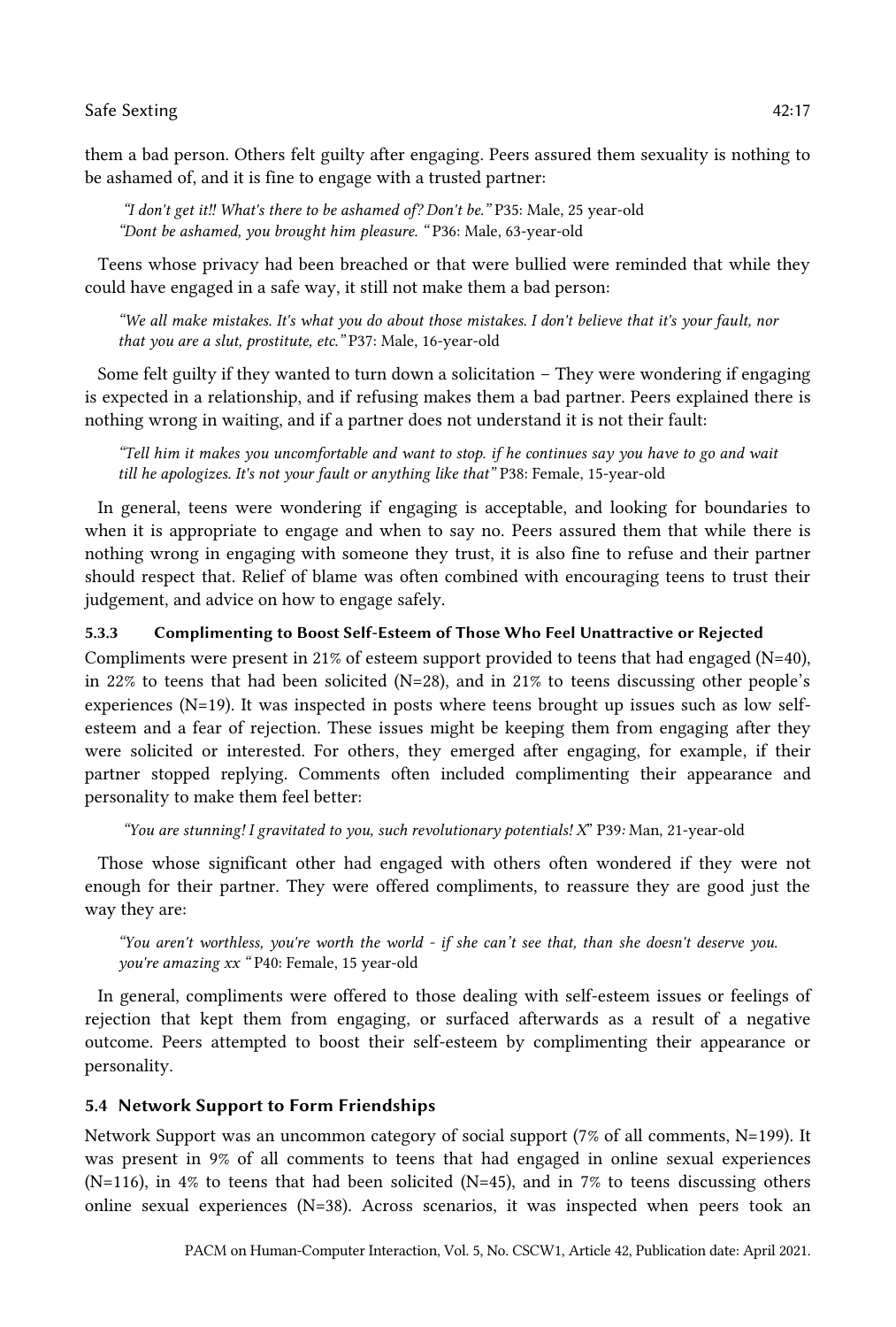them a bad person. Others felt guilty after engaging. Peers assured them sexuality is nothing to be ashamed of, and it is fine to engage with a trusted partner:

> *"I don't get it!! What's there to be ashamed of? Don't be."* P35: Male, 25 year-old
> *"Dont be ashamed, you brought him pleasure. "* P36: Male, 63-year-old

Teens whose privacy had been breached or that were bullied were reminded that while they could have engaged in a safe way, it still not make them a bad person:

> *"We all make mistakes. It's what you do about those mistakes. I don't believe that it's your fault, nor that you are a slut, prostitute, etc."* P37: Male, 16-year-old

Some felt guilty if they wanted to turn down a solicitation – They were wondering if engaging is expected in a relationship, and if refusing makes them a bad partner. Peers explained there is nothing wrong in waiting, and if a partner does not understand it is not their fault:

> *"Tell him it makes you uncomfortable and want to stop. if he continues say you have to go and wait till he apologizes. It's not your fault or anything like that"* P38: Female, 15-year-old

In general, teens were wondering if engaging is acceptable, and looking for boundaries to when it is appropriate to engage and when to say no. Peers assured them that while there is nothing wrong in engaging with someone they trust, it is also fine to refuse and their partner should respect that. Relief of blame was often combined with encouraging teens to trust their judgement, and advice on how to engage safely.

#### 5.3.3 Complimenting to Boost Self-Esteem of Those Who Feel Unattractive or Rejected

Compliments were present in 21% of esteem support provided to teens that had engaged (N=40), in 22% to teens that had been solicited (N=28), and in 21% to teens discussing other people's experiences (N=19). It was inspected in posts where teens brought up issues such as low self-esteem and a fear of rejection. These issues might be keeping them from engaging after they were solicited or interested. For others, they emerged after engaging, for example, if their partner stopped replying. Comments often included complimenting their appearance and personality to make them feel better:

> *"You are stunning! I gravitated to you, such revolutionary potentials! X"* P39*:* Man, 21-year-old

Those whose significant other had engaged with others often wondered if they were not enough for their partner. They were offered compliments, to reassure they are good just the way they are:

> *"You aren't worthless, you're worth the world - if she can't see that, than she doesn't deserve you. you're amazing xx "* P40: Female, 15 year-old

In general, compliments were offered to those dealing with self-esteem issues or feelings of rejection that kept them from engaging, or surfaced afterwards as a result of a negative outcome. Peers attempted to boost their self-esteem by complimenting their appearance or personality.

### 5.4 Network Support to Form Friendships

Network Support was an uncommon category of social support (7% of all comments, N=199). It was present in 9% of all comments to teens that had engaged in online sexual experiences (N=116), in 4% to teens that had been solicited (N=45), and in 7% to teens discussing others online sexual experiences (N=38). Across scenarios, it was inspected when peers took an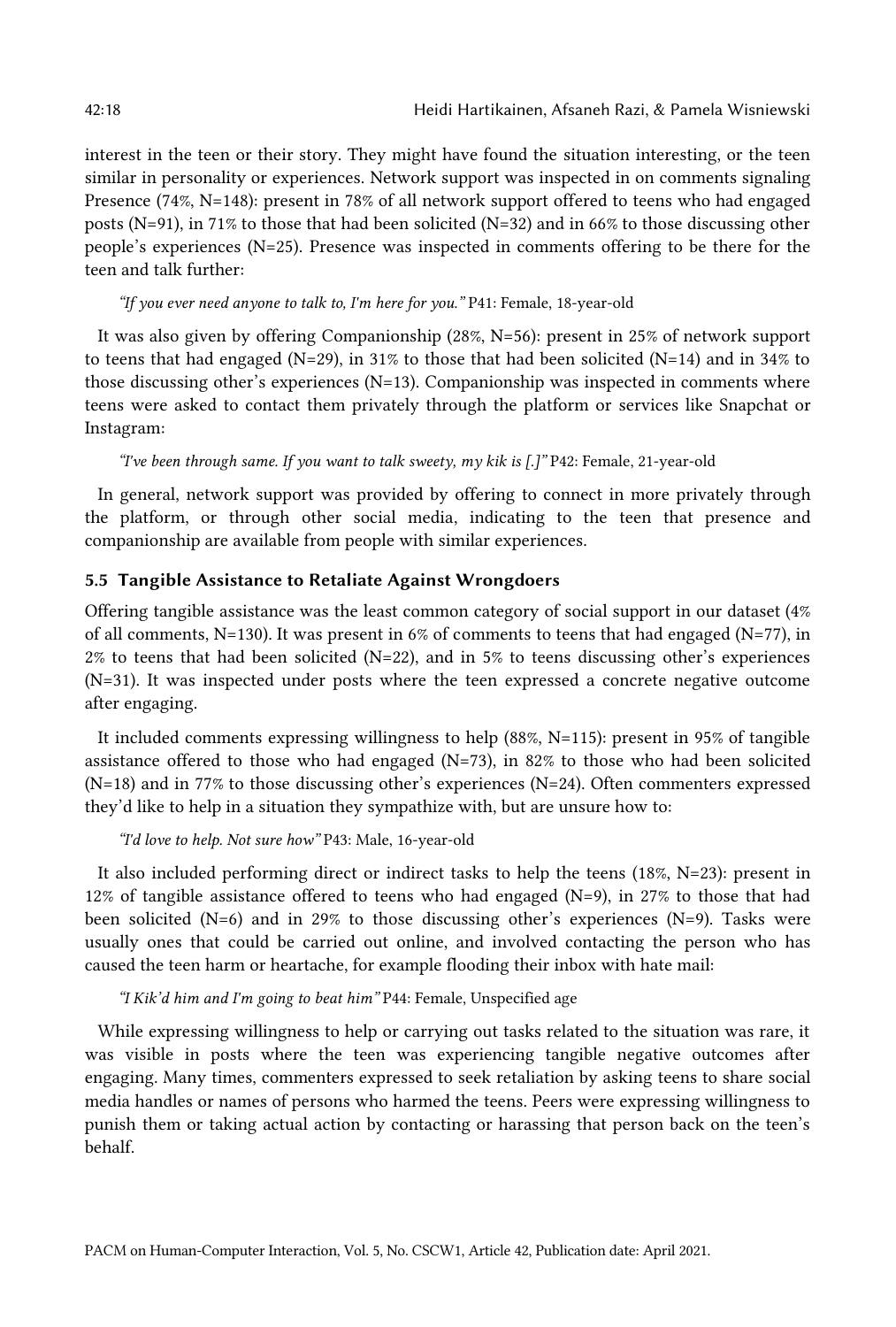interest in the teen or their story. They might have found the situation interesting, or the teen similar in personality or experiences. Network support was inspected in on comments signaling Presence (74%, N=148): present in 78% of all network support offered to teens who had engaged posts (N=91), in 71% to those that had been solicited (N=32) and in 66% to those discussing other people's experiences (N=25). Presence was inspected in comments offering to be there for the teen and talk further:

> *"If you ever need anyone to talk to, I'm here for you."* P41: Female, 18-year-old

It was also given by offering Companionship (28%, N=56): present in 25% of network support to teens that had engaged (N=29), in 31% to those that had been solicited (N=14) and in 34% to those discussing other's experiences (N=13). Companionship was inspected in comments where teens were asked to contact them privately through the platform or services like Snapchat or Instagram:

> *"I've been through same. If you want to talk sweety, my kik is [.]"* P42: Female, 21-year-old

In general, network support was provided by offering to connect in more privately through the platform, or through other social media, indicating to the teen that presence and companionship are available from people with similar experiences.

### 5.5 Tangible Assistance to Retaliate Against Wrongdoers

Offering tangible assistance was the least common category of social support in our dataset (4% of all comments, N=130). It was present in 6% of comments to teens that had engaged (N=77), in 2% to teens that had been solicited (N=22), and in 5% to teens discussing other's experiences (N=31). It was inspected under posts where the teen expressed a concrete negative outcome after engaging.

It included comments expressing willingness to help (88%, N=115): present in 95% of tangible assistance offered to those who had engaged (N=73), in 82% to those who had been solicited (N=18) and in 77% to those discussing other's experiences (N=24). Often commenters expressed they'd like to help in a situation they sympathize with, but are unsure how to:

> *"I'd love to help. Not sure how"* P43: Male, 16-year-old

It also included performing direct or indirect tasks to help the teens (18%, N=23): present in 12% of tangible assistance offered to teens who had engaged (N=9), in 27% to those that had been solicited (N=6) and in 29% to those discussing other's experiences (N=9). Tasks were usually ones that could be carried out online, and involved contacting the person who has caused the teen harm or heartache, for example flooding their inbox with hate mail:

> *"I Kik'd him and I'm going to beat him"* P44: Female, Unspecified age

While expressing willingness to help or carrying out tasks related to the situation was rare, it was visible in posts where the teen was experiencing tangible negative outcomes after engaging. Many times, commenters expressed to seek retaliation by asking teens to share social media handles or names of persons who harmed the teens. Peers were expressing willingness to punish them or taking actual action by contacting or harassing that person back on the teen's behalf.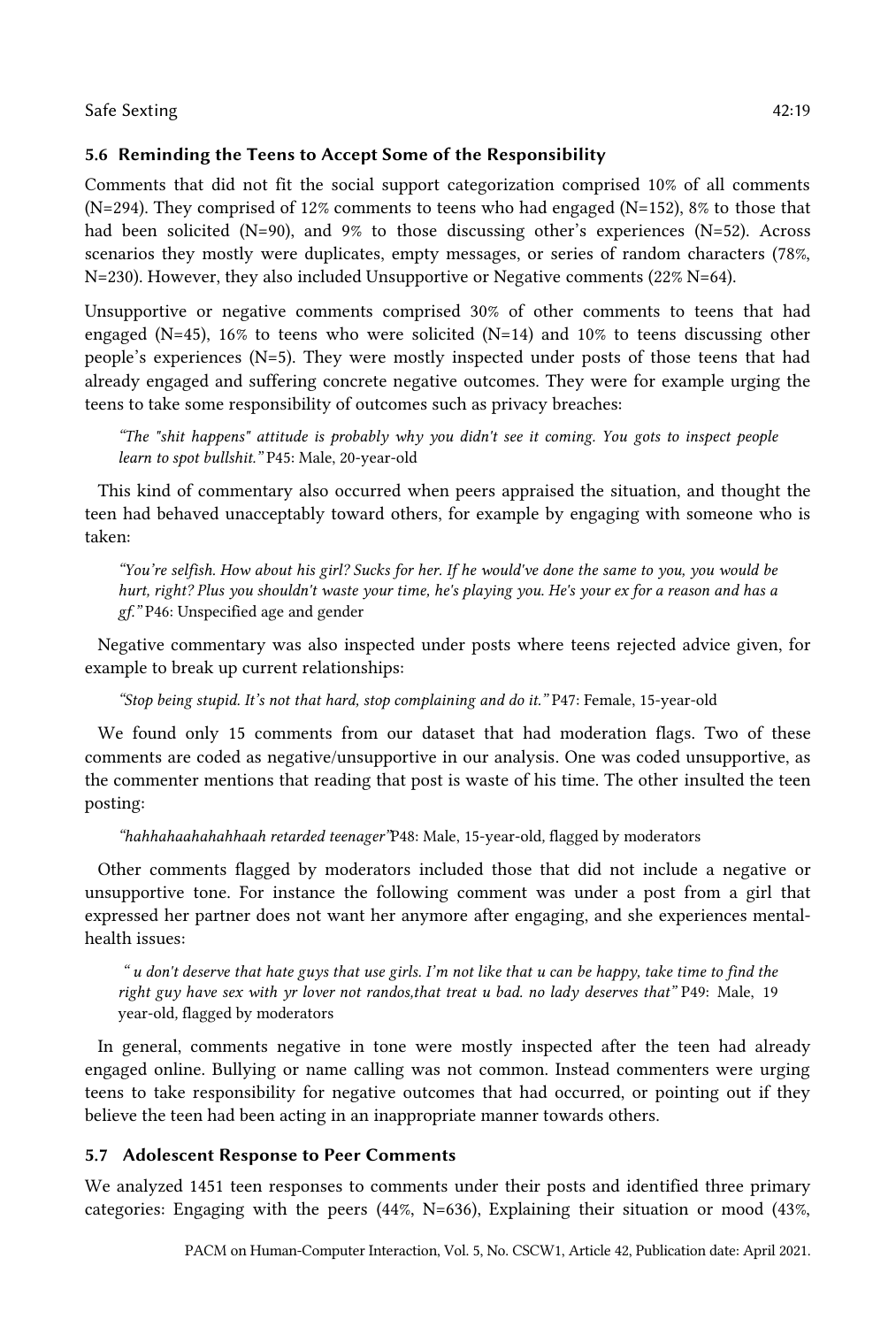### 5.6 Reminding the Teens to Accept Some of the Responsibility

Comments that did not fit the social support categorization comprised 10% of all comments (N=294). They comprised of 12% comments to teens who had engaged (N=152), 8% to those that had been solicited (N=90), and 9% to those discussing other's experiences (N=52). Across scenarios they mostly were duplicates, empty messages, or series of random characters (78%, N=230). However, they also included Unsupportive or Negative comments (22% N=64).

Unsupportive or negative comments comprised 30% of other comments to teens that had engaged (N=45), 16% to teens who were solicited (N=14) and 10% to teens discussing other people's experiences (N=5). They were mostly inspected under posts of those teens that had already engaged and suffering concrete negative outcomes. They were for example urging the teens to take some responsibility of outcomes such as privacy breaches:

> *"The "shit happens" attitude is probably why you didn't see it coming. You gots to inspect people learn to spot bullshit."* P45: Male, 20-year-old

This kind of commentary also occurred when peers appraised the situation, and thought the teen had behaved unacceptably toward others, for example by engaging with someone who is taken:

> *"You're selfish. How about his girl? Sucks for her. If he would've done the same to you, you would be hurt, right? Plus you shouldn't waste your time, he's playing you. He's your ex for a reason and has a gf."* P46: Unspecified age and gender

Negative commentary was also inspected under posts where teens rejected advice given, for example to break up current relationships:

> *"Stop being stupid. It's not that hard, stop complaining and do it."* P47: Female, 15-year-old

We found only 15 comments from our dataset that had moderation flags. Two of these comments are coded as negative/unsupportive in our analysis. One was coded unsupportive, as the commenter mentions that reading that post is waste of his time. The other insulted the teen posting:

> *"hahhahaahahahhaah retarded teenager"* P48: Male, 15-year-old, flagged by moderators

Other comments flagged by moderators included those that did not include a negative or unsupportive tone. For instance the following comment was under a post from a girl that expressed her partner does not want her anymore after engaging, and she experiences mental-health issues:

> *" u don't deserve that hate guys that use girls. I'm not like that u can be happy, take time to find the right guy have sex with yr lover not randos,that treat u bad. no lady deserves that"* P49: Male, 19 year-old, flagged by moderators

In general, comments negative in tone were mostly inspected after the teen had already engaged online. Bullying or name calling was not common. Instead commenters were urging teens to take responsibility for negative outcomes that had occurred, or pointing out if they believe the teen had been acting in an inappropriate manner towards others.

### 5.7 Adolescent Response to Peer Comments

We analyzed 1451 teen responses to comments under their posts and identified three primary categories: Engaging with the peers (44%, N=636), Explaining their situation or mood (43%,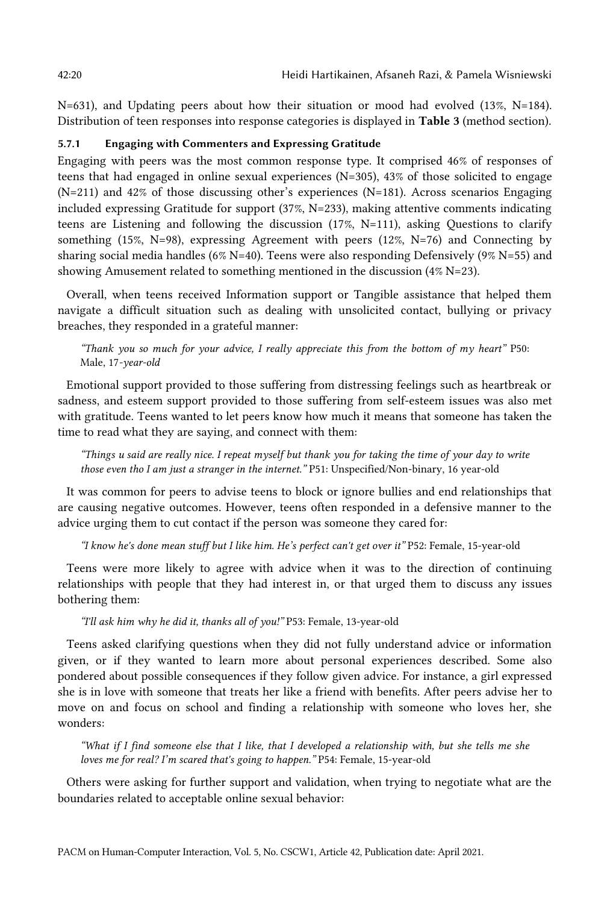N=631), and Updating peers about how their situation or mood had evolved (13%, N=184). Distribution of teen responses into response categories is displayed in **Table 3** (method section).

#### 5.7.1 Engaging with Commenters and Expressing Gratitude

Engaging with peers was the most common response type. It comprised 46% of responses of teens that had engaged in online sexual experiences (N=305), 43% of those solicited to engage (N=211) and 42% of those discussing other's experiences (N=181). Across scenarios Engaging included expressing Gratitude for support (37%, N=233), making attentive comments indicating teens are Listening and following the discussion (17%, N=111), asking Questions to clarify something (15%, N=98), expressing Agreement with peers (12%, N=76) and Connecting by sharing social media handles (6% N=40). Teens were also responding Defensively (9% N=55) and showing Amusement related to something mentioned in the discussion (4% N=23).

Overall, when teens received Information support or Tangible assistance that helped them navigate a difficult situation such as dealing with unsolicited contact, bullying or privacy breaches, they responded in a grateful manner:

> *"Thank you so much for your advice, I really appreciate this from the bottom of my heart"* P50: Male, 17*-year-old*

Emotional support provided to those suffering from distressing feelings such as heartbreak or sadness, and esteem support provided to those suffering from self-esteem issues was also met with gratitude. Teens wanted to let peers know how much it means that someone has taken the time to read what they are saying, and connect with them:

> *"Things u said are really nice. I repeat myself but thank you for taking the time of your day to write those even tho I am just a stranger in the internet."* P51: Unspecified/Non-binary, 16 year-old

It was common for peers to advise teens to block or ignore bullies and end relationships that are causing negative outcomes. However, teens often responded in a defensive manner to the advice urging them to cut contact if the person was someone they cared for:

> *"I know he's done mean stuff but I like him. He's perfect can't get over it"* P52: Female, 15-year-old

Teens were more likely to agree with advice when it was to the direction of continuing relationships with people that they had interest in, or that urged them to discuss any issues bothering them:

> *"I'll ask him why he did it, thanks all of you!"* P53: Female, 13-year-old

Teens asked clarifying questions when they did not fully understand advice or information given, or if they wanted to learn more about personal experiences described. Some also pondered about possible consequences if they follow given advice. For instance, a girl expressed she is in love with someone that treats her like a friend with benefits. After peers advise her to move on and focus on school and finding a relationship with someone who loves her, she wonders:

> *"What if I find someone else that I like, that I developed a relationship with, but she tells me she loves me for real? I'm scared that's going to happen."* P54: Female, 15-year-old

Others were asking for further support and validation, when trying to negotiate what are the boundaries related to acceptable online sexual behavior: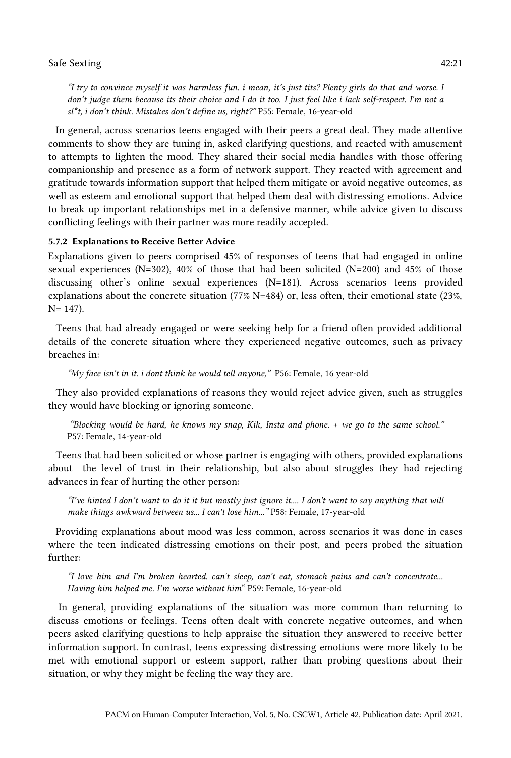*"I try to convince myself it was harmless fun. i mean, it's just tits? Plenty girls do that and worse. I don't judge them because its their choice and I do it too. I just feel like i lack self-respect. I'm not a sl*t, i don't think. Mistakes don't define us, right?"* P55: Female, 16-year-old

In general, across scenarios teens engaged with their peers a great deal. They made attentive comments to show they are tuning in, asked clarifying questions, and reacted with amusement to attempts to lighten the mood. They shared their social media handles with those offering companionship and presence as a form of network support. They reacted with agreement and gratitude towards information support that helped them mitigate or avoid negative outcomes, as well as esteem and emotional support that helped them deal with distressing emotions. Advice to break up important relationships met in a defensive manner, while advice given to discuss conflicting feelings with their partner was more readily accepted.

#### 5.7.2 Explanations to Receive Better Advice

Explanations given to peers comprised 45% of responses of teens that had engaged in online sexual experiences (N=302), 40% of those that had been solicited (N=200) and 45% of those discussing other's online sexual experiences (N=181). Across scenarios teens provided explanations about the concrete situation (77% N=484) or, less often, their emotional state (23%, N= 147).

Teens that had already engaged or were seeking help for a friend often provided additional details of the concrete situation where they experienced negative outcomes, such as privacy breaches in:

*"My face isn't in it. i dont think he would tell anyone,"* P56: Female, 16 year-old

They also provided explanations of reasons they would reject advice given, such as struggles they would have blocking or ignoring someone.

*"Blocking would be hard, he knows my snap, Kik, Insta and phone. + we go to the same school."* P57: Female, 14-year-old

Teens that had been solicited or whose partner is engaging with others, provided explanations about the level of trust in their relationship, but also about struggles they had rejecting advances in fear of hurting the other person:

*"I've hinted I don't want to do it it but mostly just ignore it.... I don't want to say anything that will make things awkward between us... I can't lose him..."* P58: Female, 17-year-old

Providing explanations about mood was less common, across scenarios it was done in cases where the teen indicated distressing emotions on their post, and peers probed the situation further:

*"I love him and I'm broken hearted. can't sleep, can't eat, stomach pains and can't concentrate... Having him helped me. I'm worse without him"* P59: Female, 16-year-old

In general, providing explanations of the situation was more common than returning to discuss emotions or feelings. Teens often dealt with concrete negative outcomes, and when peers asked clarifying questions to help appraise the situation they answered to receive better information support. In contrast, teens expressing distressing emotions were more likely to be met with emotional support or esteem support, rather than probing questions about their situation, or why they might be feeling the way they are.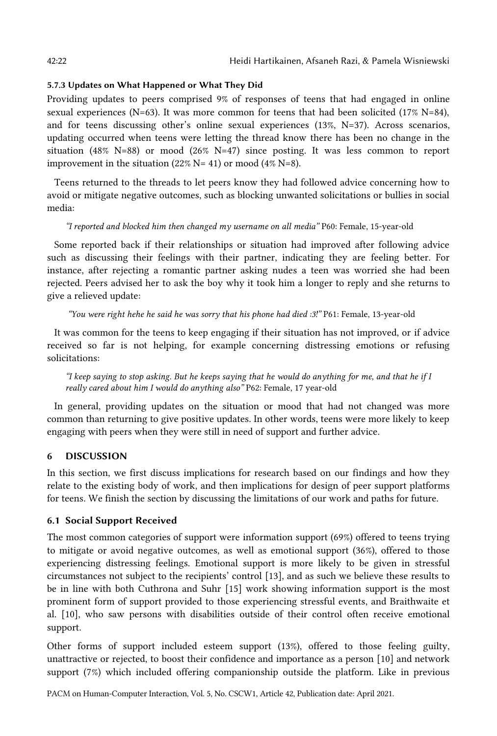#### 5.7.3 Updates on What Happened or What They Did

Providing updates to peers comprised 9% of responses of teens that had engaged in online sexual experiences (N=63). It was more common for teens that had been solicited (17% N=84), and for teens discussing other's online sexual experiences (13%, N=37). Across scenarios, updating occurred when teens were letting the thread know there has been no change in the situation (48% N=88) or mood (26% N=47) since posting. It was less common to report improvement in the situation (22% N= 41) or mood (4% N=8).

Teens returned to the threads to let peers know they had followed advice concerning how to avoid or mitigate negative outcomes, such as blocking unwanted solicitations or bullies in social media:

> *"I reported and blocked him then changed my username on all media"* P60: Female, 15-year-old

Some reported back if their relationships or situation had improved after following advice such as discussing their feelings with their partner, indicating they are feeling better. For instance, after rejecting a romantic partner asking nudes a teen was worried she had been rejected. Peers advised her to ask the boy why it took him a longer to reply and she returns to give a relieved update:

> *"You were right hehe he said he was sorry that his phone had died :3!"* P61: Female, 13-year-old

It was common for the teens to keep engaging if their situation has not improved, or if advice received so far is not helping, for example concerning distressing emotions or refusing solicitations:

> *"I keep saying to stop asking. But he keeps saying that he would do anything for me, and that he if I really cared about him I would do anything also"* P62: Female, 17 year-old

In general, providing updates on the situation or mood that had not changed was more common than returning to give positive updates. In other words, teens were more likely to keep engaging with peers when they were still in need of support and further advice.

## 6 DISCUSSION

In this section, we first discuss implications for research based on our findings and how they relate to the existing body of work, and then implications for design of peer support platforms for teens. We finish the section by discussing the limitations of our work and paths for future.

### 6.1 Social Support Received

The most common categories of support were information support (69%) offered to teens trying to mitigate or avoid negative outcomes, as well as emotional support (36%), offered to those experiencing distressing feelings. Emotional support is more likely to be given in stressful circumstances not subject to the recipients' control [13], and as such we believe these results to be in line with both Cuthrona and Suhr [15] work showing information support is the most prominent form of support provided to those experiencing stressful events, and Braithwaite et al. [10], who saw persons with disabilities outside of their control often receive emotional support.

Other forms of support included esteem support (13%), offered to those feeling guilty, unattractive or rejected, to boost their confidence and importance as a person [10] and network support (7%) which included offering companionship outside the platform. Like in previous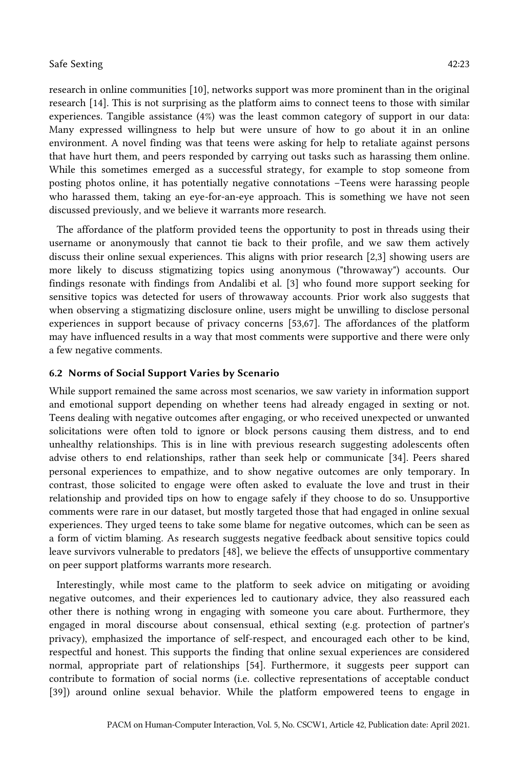research in online communities [10], networks support was more prominent than in the original research [14]. This is not surprising as the platform aims to connect teens to those with similar experiences. Tangible assistance (4%) was the least common category of support in our data: Many expressed willingness to help but were unsure of how to go about it in an online environment. A novel finding was that teens were asking for help to retaliate against persons that have hurt them, and peers responded by carrying out tasks such as harassing them online. While this sometimes emerged as a successful strategy, for example to stop someone from posting photos online, it has potentially negative connotations –Teens were harassing people who harassed them, taking an eye-for-an-eye approach. This is something we have not seen discussed previously, and we believe it warrants more research.

The affordance of the platform provided teens the opportunity to post in threads using their username or anonymously that cannot tie back to their profile, and we saw them actively discuss their online sexual experiences. This aligns with prior research [2,3] showing users are more likely to discuss stigmatizing topics using anonymous ("throwaway") accounts. Our findings resonate with findings from Andalibi et al. [3] who found more support seeking for sensitive topics was detected for users of throwaway accounts. Prior work also suggests that when observing a stigmatizing disclosure online, users might be unwilling to disclose personal experiences in support because of privacy concerns [53,67]. The affordances of the platform may have influenced results in a way that most comments were supportive and there were only a few negative comments.

## 6.2 Norms of Social Support Varies by Scenario

While support remained the same across most scenarios, we saw variety in information support and emotional support depending on whether teens had already engaged in sexting or not. Teens dealing with negative outcomes after engaging, or who received unexpected or unwanted solicitations were often told to ignore or block persons causing them distress, and to end unhealthy relationships. This is in line with previous research suggesting adolescents often advise others to end relationships, rather than seek help or communicate [34]. Peers shared personal experiences to empathize, and to show negative outcomes are only temporary. In contrast, those solicited to engage were often asked to evaluate the love and trust in their relationship and provided tips on how to engage safely if they choose to do so. Unsupportive comments were rare in our dataset, but mostly targeted those that had engaged in online sexual experiences. They urged teens to take some blame for negative outcomes, which can be seen as a form of victim blaming. As research suggests negative feedback about sensitive topics could leave survivors vulnerable to predators [48], we believe the effects of unsupportive commentary on peer support platforms warrants more research.

Interestingly, while most came to the platform to seek advice on mitigating or avoiding negative outcomes, and their experiences led to cautionary advice, they also reassured each other there is nothing wrong in engaging with someone you care about. Furthermore, they engaged in moral discourse about consensual, ethical sexting (e.g. protection of partner's privacy), emphasized the importance of self-respect, and encouraged each other to be kind, respectful and honest. This supports the finding that online sexual experiences are considered normal, appropriate part of relationships [54]. Furthermore, it suggests peer support can contribute to formation of social norms (i.e. collective representations of acceptable conduct [39]) around online sexual behavior. While the platform empowered teens to engage in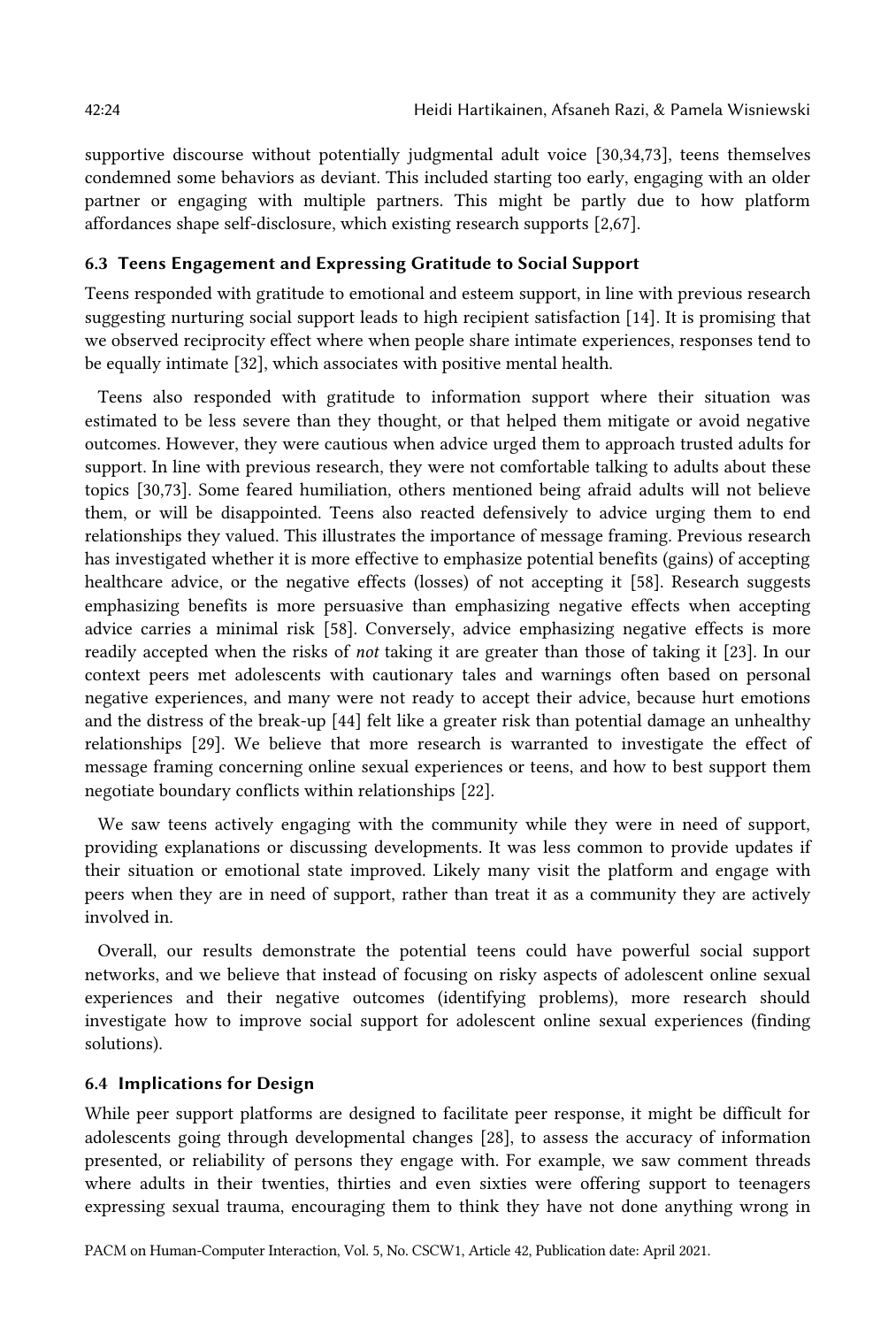supportive discourse without potentially judgmental adult voice [30,34,73], teens themselves condemned some behaviors as deviant. This included starting too early, engaging with an older partner or engaging with multiple partners. This might be partly due to how platform affordances shape self-disclosure, which existing research supports [2,67].

### 6.3 Teens Engagement and Expressing Gratitude to Social Support

Teens responded with gratitude to emotional and esteem support, in line with previous research suggesting nurturing social support leads to high recipient satisfaction [14]. It is promising that we observed reciprocity effect where when people share intimate experiences, responses tend to be equally intimate [32], which associates with positive mental health.

Teens also responded with gratitude to information support where their situation was estimated to be less severe than they thought, or that helped them mitigate or avoid negative outcomes. However, they were cautious when advice urged them to approach trusted adults for support. In line with previous research, they were not comfortable talking to adults about these topics [30,73]. Some feared humiliation, others mentioned being afraid adults will not believe them, or will be disappointed. Teens also reacted defensively to advice urging them to end relationships they valued. This illustrates the importance of message framing. Previous research has investigated whether it is more effective to emphasize potential benefits (gains) of accepting healthcare advice, or the negative effects (losses) of not accepting it [58]. Research suggests emphasizing benefits is more persuasive than emphasizing negative effects when accepting advice carries a minimal risk [58]. Conversely, advice emphasizing negative effects is more readily accepted when the risks of *not* taking it are greater than those of taking it [23]. In our context peers met adolescents with cautionary tales and warnings often based on personal negative experiences, and many were not ready to accept their advice, because hurt emotions and the distress of the break-up [44] felt like a greater risk than potential damage an unhealthy relationships [29]. We believe that more research is warranted to investigate the effect of message framing concerning online sexual experiences or teens, and how to best support them negotiate boundary conflicts within relationships [22].

We saw teens actively engaging with the community while they were in need of support, providing explanations or discussing developments. It was less common to provide updates if their situation or emotional state improved. Likely many visit the platform and engage with peers when they are in need of support, rather than treat it as a community they are actively involved in.

Overall, our results demonstrate the potential teens could have powerful social support networks, and we believe that instead of focusing on risky aspects of adolescent online sexual experiences and their negative outcomes (identifying problems), more research should investigate how to improve social support for adolescent online sexual experiences (finding solutions).

### 6.4 Implications for Design

While peer support platforms are designed to facilitate peer response, it might be difficult for adolescents going through developmental changes [28], to assess the accuracy of information presented, or reliability of persons they engage with. For example, we saw comment threads where adults in their twenties, thirties and even sixties were offering support to teenagers expressing sexual trauma, encouraging them to think they have not done anything wrong in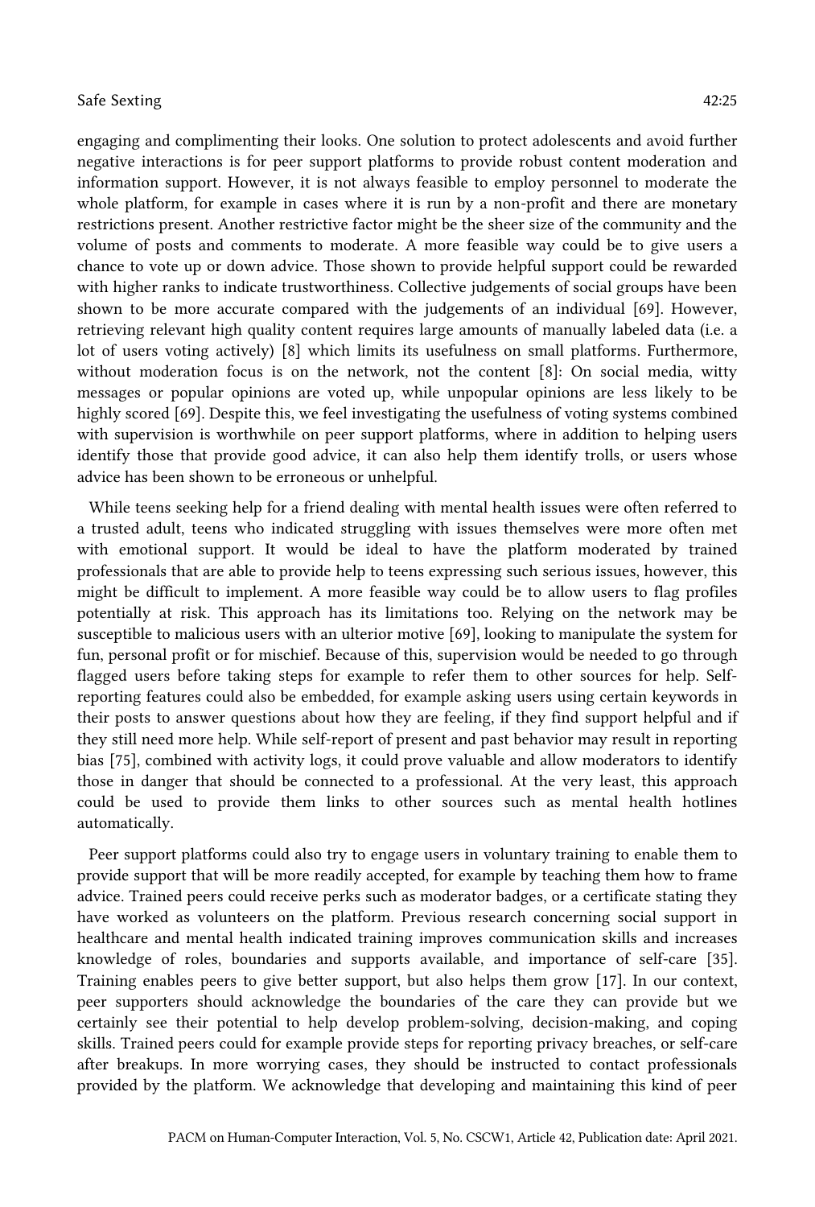engaging and complimenting their looks. One solution to protect adolescents and avoid further negative interactions is for peer support platforms to provide robust content moderation and information support. However, it is not always feasible to employ personnel to moderate the whole platform, for example in cases where it is run by a non-profit and there are monetary restrictions present. Another restrictive factor might be the sheer size of the community and the volume of posts and comments to moderate. A more feasible way could be to give users a chance to vote up or down advice. Those shown to provide helpful support could be rewarded with higher ranks to indicate trustworthiness. Collective judgements of social groups have been shown to be more accurate compared with the judgements of an individual [69]. However, retrieving relevant high quality content requires large amounts of manually labeled data (i.e. a lot of users voting actively) [8] which limits its usefulness on small platforms. Furthermore, without moderation focus is on the network, not the content [8]: On social media, witty messages or popular opinions are voted up, while unpopular opinions are less likely to be highly scored [69]. Despite this, we feel investigating the usefulness of voting systems combined with supervision is worthwhile on peer support platforms, where in addition to helping users identify those that provide good advice, it can also help them identify trolls, or users whose advice has been shown to be erroneous or unhelpful.

While teens seeking help for a friend dealing with mental health issues were often referred to a trusted adult, teens who indicated struggling with issues themselves were more often met with emotional support. It would be ideal to have the platform moderated by trained professionals that are able to provide help to teens expressing such serious issues, however, this might be difficult to implement. A more feasible way could be to allow users to flag profiles potentially at risk. This approach has its limitations too. Relying on the network may be susceptible to malicious users with an ulterior motive [69], looking to manipulate the system for fun, personal profit or for mischief. Because of this, supervision would be needed to go through flagged users before taking steps for example to refer them to other sources for help. Self-reporting features could also be embedded, for example asking users using certain keywords in their posts to answer questions about how they are feeling, if they find support helpful and if they still need more help. While self-report of present and past behavior may result in reporting bias [75], combined with activity logs, it could prove valuable and allow moderators to identify those in danger that should be connected to a professional. At the very least, this approach could be used to provide them links to other sources such as mental health hotlines automatically.

Peer support platforms could also try to engage users in voluntary training to enable them to provide support that will be more readily accepted, for example by teaching them how to frame advice. Trained peers could receive perks such as moderator badges, or a certificate stating they have worked as volunteers on the platform. Previous research concerning social support in healthcare and mental health indicated training improves communication skills and increases knowledge of roles, boundaries and supports available, and importance of self-care [35]. Training enables peers to give better support, but also helps them grow [17]. In our context, peer supporters should acknowledge the boundaries of the care they can provide but we certainly see their potential to help develop problem-solving, decision-making, and coping skills. Trained peers could for example provide steps for reporting privacy breaches, or self-care after breakups. In more worrying cases, they should be instructed to contact professionals provided by the platform. We acknowledge that developing and maintaining this kind of peer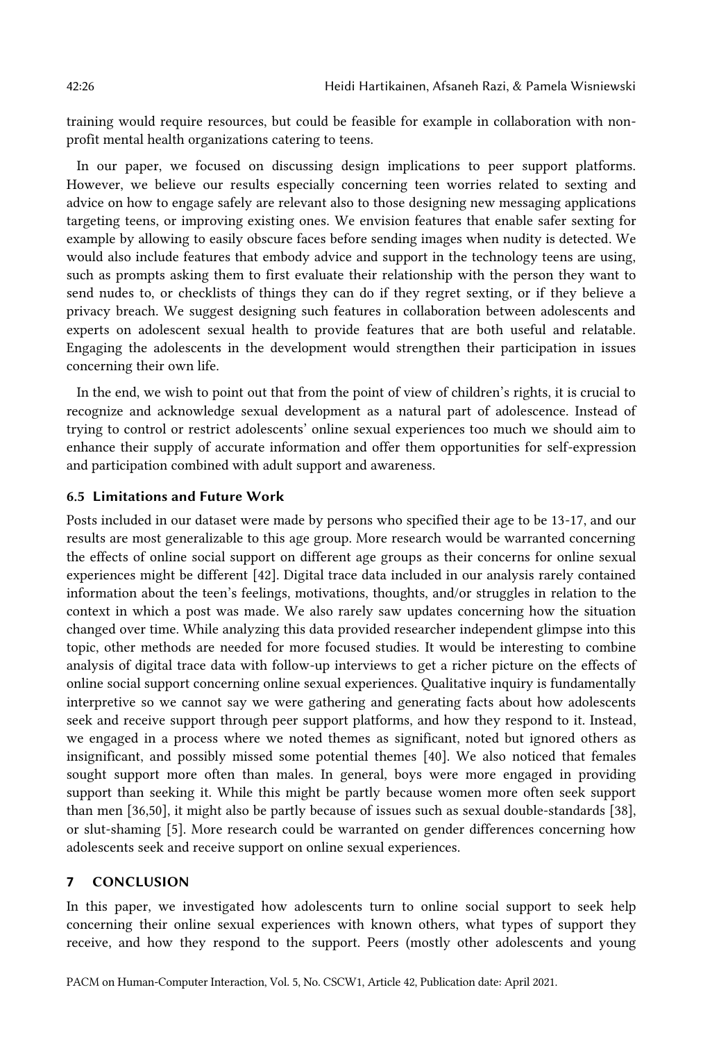training would require resources, but could be feasible for example in collaboration with non-profit mental health organizations catering to teens.

In our paper, we focused on discussing design implications to peer support platforms. However, we believe our results especially concerning teen worries related to sexting and advice on how to engage safely are relevant also to those designing new messaging applications targeting teens, or improving existing ones. We envision features that enable safer sexting for example by allowing to easily obscure faces before sending images when nudity is detected. We would also include features that embody advice and support in the technology teens are using, such as prompts asking them to first evaluate their relationship with the person they want to send nudes to, or checklists of things they can do if they regret sexting, or if they believe a privacy breach. We suggest designing such features in collaboration between adolescents and experts on adolescent sexual health to provide features that are both useful and relatable. Engaging the adolescents in the development would strengthen their participation in issues concerning their own life.

In the end, we wish to point out that from the point of view of children's rights, it is crucial to recognize and acknowledge sexual development as a natural part of adolescence. Instead of trying to control or restrict adolescents' online sexual experiences too much we should aim to enhance their supply of accurate information and offer them opportunities for self-expression and participation combined with adult support and awareness.

### 6.5 Limitations and Future Work

Posts included in our dataset were made by persons who specified their age to be 13-17, and our results are most generalizable to this age group. More research would be warranted concerning the effects of online social support on different age groups as their concerns for online sexual experiences might be different [42]. Digital trace data included in our analysis rarely contained information about the teen's feelings, motivations, thoughts, and/or struggles in relation to the context in which a post was made. We also rarely saw updates concerning how the situation changed over time. While analyzing this data provided researcher independent glimpse into this topic, other methods are needed for more focused studies. It would be interesting to combine analysis of digital trace data with follow-up interviews to get a richer picture on the effects of online social support concerning online sexual experiences. Qualitative inquiry is fundamentally interpretive so we cannot say we were gathering and generating facts about how adolescents seek and receive support through peer support platforms, and how they respond to it. Instead, we engaged in a process where we noted themes as significant, noted but ignored others as insignificant, and possibly missed some potential themes [40]. We also noticed that females sought support more often than males. In general, boys were more engaged in providing support than seeking it. While this might be partly because women more often seek support than men [36,50], it might also be partly because of issues such as sexual double-standards [38], or slut-shaming [5]. More research could be warranted on gender differences concerning how adolescents seek and receive support on online sexual experiences.

## 7 CONCLUSION

In this paper, we investigated how adolescents turn to online social support to seek help concerning their online sexual experiences with known others, what types of support they receive, and how they respond to the support. Peers (mostly other adolescents and young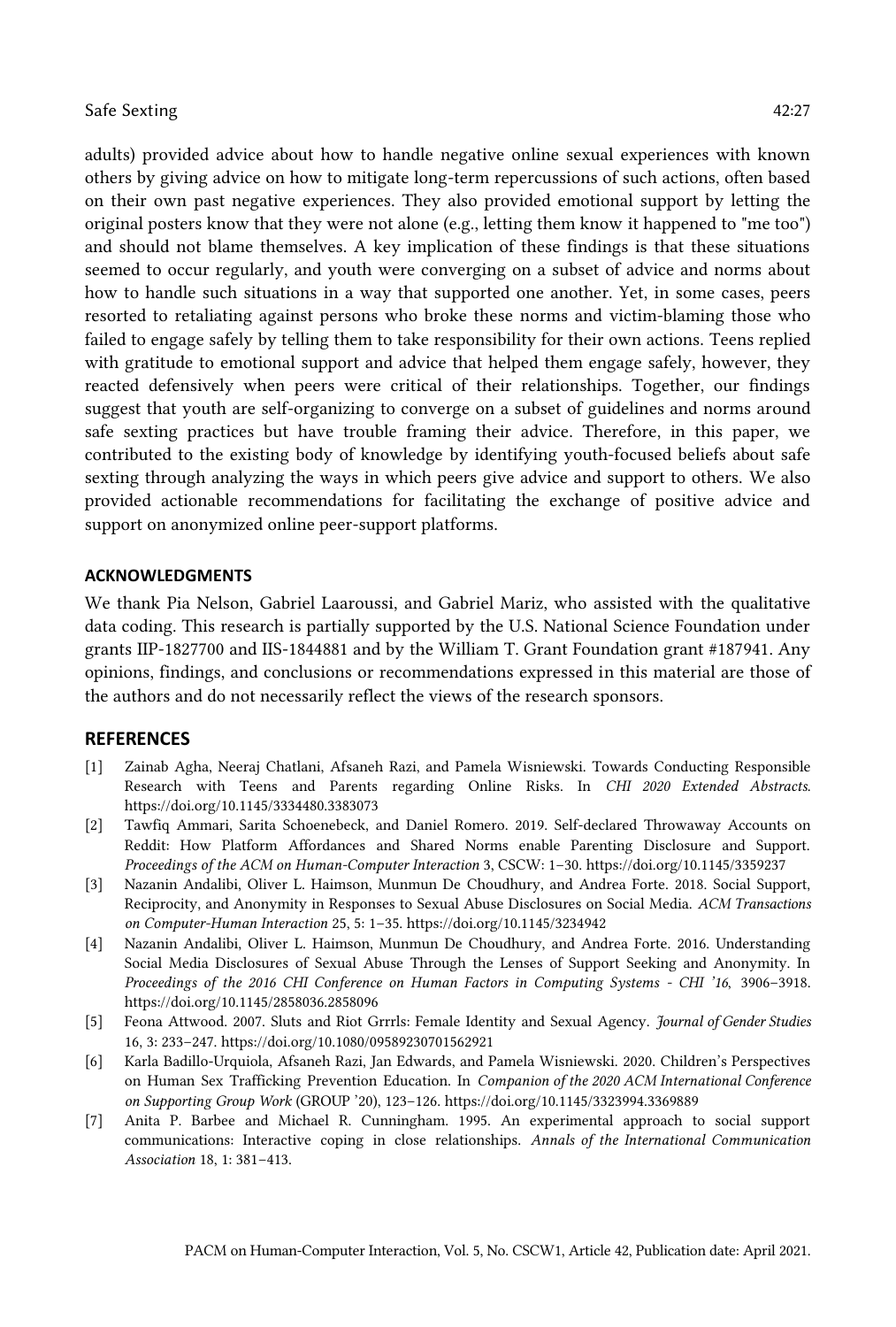adults) provided advice about how to handle negative online sexual experiences with known others by giving advice on how to mitigate long-term repercussions of such actions, often based on their own past negative experiences. They also provided emotional support by letting the original posters know that they were not alone (e.g., letting them know it happened to "me too") and should not blame themselves. A key implication of these findings is that these situations seemed to occur regularly, and youth were converging on a subset of advice and norms about how to handle such situations in a way that supported one another. Yet, in some cases, peers resorted to retaliating against persons who broke these norms and victim-blaming those who failed to engage safely by telling them to take responsibility for their own actions. Teens replied with gratitude to emotional support and advice that helped them engage safely, however, they reacted defensively when peers were critical of their relationships. Together, our findings suggest that youth are self-organizing to converge on a subset of guidelines and norms around safe sexting practices but have trouble framing their advice. Therefore, in this paper, we contributed to the existing body of knowledge by identifying youth-focused beliefs about safe sexting through analyzing the ways in which peers give advice and support to others. We also provided actionable recommendations for facilitating the exchange of positive advice and support on anonymized online peer-support platforms.

### ACKNOWLEDGMENTS

We thank Pia Nelson, Gabriel Laaroussi, and Gabriel Mariz, who assisted with the qualitative data coding. This research is partially supported by the U.S. National Science Foundation under grants IIP-1827700 and IIS-1844881 and by the William T. Grant Foundation grant #187941. Any opinions, findings, and conclusions or recommendations expressed in this material are those of the authors and do not necessarily reflect the views of the research sponsors.

## REFERENCES

[1] Zainab Agha, Neeraj Chatlani, Afsaneh Razi, and Pamela Wisniewski. Towards Conducting Responsible Research with Teens and Parents regarding Online Risks. In *CHI 2020 Extended Abstracts*. https://doi.org/10.1145/3334480.3383073

[2] Tawfiq Ammari, Sarita Schoenebeck, and Daniel Romero. 2019. Self-declared Throwaway Accounts on Reddit: How Platform Affordances and Shared Norms enable Parenting Disclosure and Support. *Proceedings of the ACM on Human-Computer Interaction* 3, CSCW: 1–30. https://doi.org/10.1145/3359237

[3] Nazanin Andalibi, Oliver L. Haimson, Munmun De Choudhury, and Andrea Forte. 2018. Social Support, Reciprocity, and Anonymity in Responses to Sexual Abuse Disclosures on Social Media. *ACM Transactions on Computer-Human Interaction* 25, 5: 1–35. https://doi.org/10.1145/3234942

[4] Nazanin Andalibi, Oliver L. Haimson, Munmun De Choudhury, and Andrea Forte. 2016. Understanding Social Media Disclosures of Sexual Abuse Through the Lenses of Support Seeking and Anonymity. In *Proceedings of the 2016 CHI Conference on Human Factors in Computing Systems - CHI '16*, 3906–3918. https://doi.org/10.1145/2858036.2858096

[5] Feona Attwood. 2007. Sluts and Riot Grrrls: Female Identity and Sexual Agency. *Journal of Gender Studies* 16, 3: 233–247. https://doi.org/10.1080/09589230701562921

[6] Karla Badillo-Urquiola, Afsaneh Razi, Jan Edwards, and Pamela Wisniewski. 2020. Children's Perspectives on Human Sex Trafficking Prevention Education. In *Companion of the 2020 ACM International Conference on Supporting Group Work* (GROUP '20), 123–126. https://doi.org/10.1145/3323994.3369889

[7] Anita P. Barbee and Michael R. Cunningham. 1995. An experimental approach to social support communications: Interactive coping in close relationships. *Annals of the International Communication Association* 18, 1: 381–413.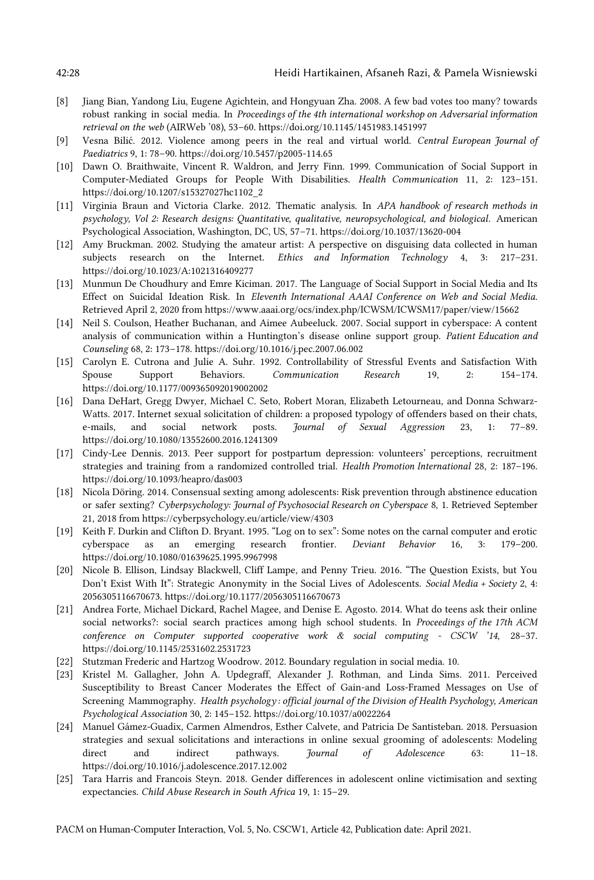[8] Jiang Bian, Yandong Liu, Eugene Agichtein, and Hongyuan Zha. 2008. A few bad votes too many? towards robust ranking in social media. In *Proceedings of the 4th international workshop on Adversarial information retrieval on the web* (AIRWeb '08), 53–60. https://doi.org/10.1145/1451983.1451997

[9] Vesna Bilić. 2012. Violence among peers in the real and virtual world. *Central European Journal of Paediatrics* 9, 1: 78–90. https://doi.org/10.5457/p2005-114.65

[10] Dawn O. Braithwaite, Vincent R. Waldron, and Jerry Finn. 1999. Communication of Social Support in Computer-Mediated Groups for People With Disabilities. *Health Communication* 11, 2: 123–151. https://doi.org/10.1207/s15327027hc1102_2

[11] Virginia Braun and Victoria Clarke. 2012. Thematic analysis. In *APA handbook of research methods in psychology, Vol 2: Research designs: Quantitative, qualitative, neuropsychological, and biological*. American Psychological Association, Washington, DC, US, 57–71. https://doi.org/10.1037/13620-004

[12] Amy Bruckman. 2002. Studying the amateur artist: A perspective on disguising data collected in human subjects research on the Internet. *Ethics and Information Technology* 4, 3: 217–231. https://doi.org/10.1023/A:1021316409277

[13] Munmun De Choudhury and Emre Kiciman. 2017. The Language of Social Support in Social Media and Its Effect on Suicidal Ideation Risk. In *Eleventh International AAAI Conference on Web and Social Media*. Retrieved April 2, 2020 from https://www.aaai.org/ocs/index.php/ICWSM/ICWSM17/paper/view/15662

[14] Neil S. Coulson, Heather Buchanan, and Aimee Aubeeluck. 2007. Social support in cyberspace: A content analysis of communication within a Huntington's disease online support group. *Patient Education and Counseling* 68, 2: 173–178. https://doi.org/10.1016/j.pec.2007.06.002

[15] Carolyn E. Cutrona and Julie A. Suhr. 1992. Controllability of Stressful Events and Satisfaction With Spouse Support Behaviors. *Communication Research* 19, 2: 154–174. https://doi.org/10.1177/009365092019002002

[16] Dana DeHart, Gregg Dwyer, Michael C. Seto, Robert Moran, Elizabeth Letourneau, and Donna Schwarz-Watts. 2017. Internet sexual solicitation of children: a proposed typology of offenders based on their chats, e-mails, and social network posts. *Journal of Sexual Aggression* 23, 1: 77–89. https://doi.org/10.1080/13552600.2016.1241309

[17] Cindy-Lee Dennis. 2013. Peer support for postpartum depression: volunteers' perceptions, recruitment strategies and training from a randomized controlled trial. *Health Promotion International* 28, 2: 187–196. https://doi.org/10.1093/heapro/das003

[18] Nicola Döring. 2014. Consensual sexting among adolescents: Risk prevention through abstinence education or safer sexting? *Cyberpsychology: Journal of Psychosocial Research on Cyberspace* 8, 1. Retrieved September 21, 2018 from https://cyberpsychology.eu/article/view/4303

[19] Keith F. Durkin and Clifton D. Bryant. 1995. "Log on to sex": Some notes on the carnal computer and erotic cyberspace as an emerging research frontier. *Deviant Behavior* 16, 3: 179–200. https://doi.org/10.1080/01639625.1995.9967998

[20] Nicole B. Ellison, Lindsay Blackwell, Cliff Lampe, and Penny Trieu. 2016. "The Question Exists, but You Don't Exist With It": Strategic Anonymity in the Social Lives of Adolescents. *Social Media + Society* 2, 4: 2056305116670673. https://doi.org/10.1177/2056305116670673

[21] Andrea Forte, Michael Dickard, Rachel Magee, and Denise E. Agosto. 2014. What do teens ask their online social networks?: social search practices among high school students. In *Proceedings of the 17th ACM conference on Computer supported cooperative work & social computing - CSCW '14*, 28–37. https://doi.org/10.1145/2531602.2531723

[22] Stutzman Frederic and Hartzog Woodrow. 2012. Boundary regulation in social media. 10.

[23] Kristel M. Gallagher, John A. Updegraff, Alexander J. Rothman, and Linda Sims. 2011. Perceived Susceptibility to Breast Cancer Moderates the Effect of Gain-and Loss-Framed Messages on Use of Screening Mammography. *Health psychology : official journal of the Division of Health Psychology, American Psychological Association* 30, 2: 145–152. https://doi.org/10.1037/a0022264

[24] Manuel Gámez-Guadix, Carmen Almendros, Esther Calvete, and Patricia De Santisteban. 2018. Persuasion strategies and sexual solicitations and interactions in online sexual grooming of adolescents: Modeling direct and indirect pathways. *Journal of Adolescence* 63: 11–18. https://doi.org/10.1016/j.adolescence.2017.12.002

[25] Tara Harris and Francois Steyn. 2018. Gender differences in adolescent online victimisation and sexting expectancies. *Child Abuse Research in South Africa* 19, 1: 15–29.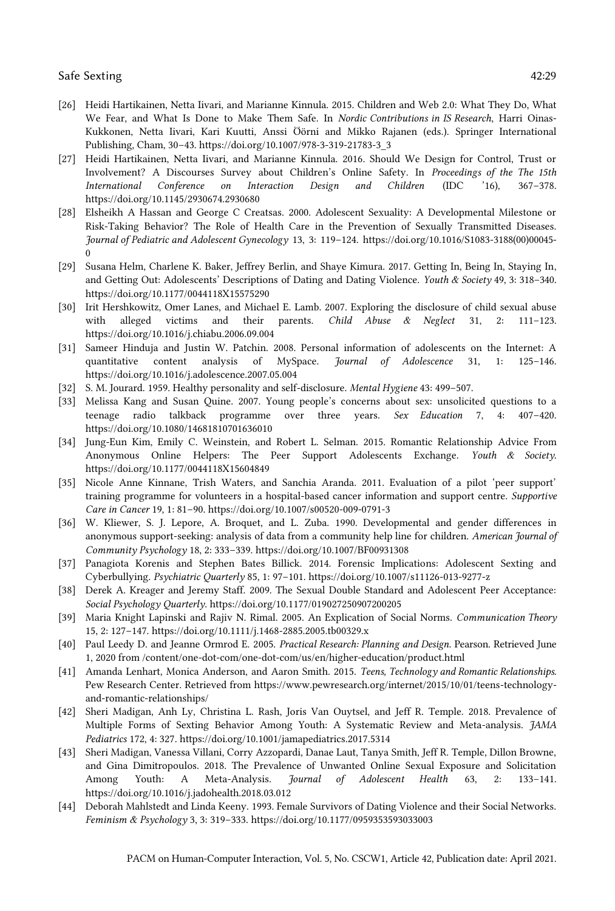[26] Heidi Hartikainen, Netta Iivari, and Marianne Kinnula. 2015. Children and Web 2.0: What They Do, What We Fear, and What Is Done to Make Them Safe. In *Nordic Contributions in IS Research*, Harri Oinas-Kukkonen, Netta Iivari, Kari Kuutti, Anssi Öörni and Mikko Rajanen (eds.). Springer International Publishing, Cham, 30–43. https://doi.org/10.1007/978-3-319-21783-3_3

[27] Heidi Hartikainen, Netta Iivari, and Marianne Kinnula. 2016. Should We Design for Control, Trust or Involvement? A Discourses Survey about Children's Online Safety. In *Proceedings of the The 15th International Conference on Interaction Design and Children* (IDC '16), 367–378. https://doi.org/10.1145/2930674.2930680

[28] Elsheikh A Hassan and George C Creatsas. 2000. Adolescent Sexuality: A Developmental Milestone or Risk-Taking Behavior? The Role of Health Care in the Prevention of Sexually Transmitted Diseases. *Journal of Pediatric and Adolescent Gynecology* 13, 3: 119–124. https://doi.org/10.1016/S1083-3188(00)00045-0

[29] Susana Helm, Charlene K. Baker, Jeffrey Berlin, and Shaye Kimura. 2017. Getting In, Being In, Staying In, and Getting Out: Adolescents' Descriptions of Dating and Dating Violence. *Youth & Society* 49, 3: 318–340. https://doi.org/10.1177/0044118X15575290

[30] Irit Hershkowitz, Omer Lanes, and Michael E. Lamb. 2007. Exploring the disclosure of child sexual abuse with alleged victims and their parents. *Child Abuse & Neglect* 31, 2: 111–123. https://doi.org/10.1016/j.chiabu.2006.09.004

[31] Sameer Hinduja and Justin W. Patchin. 2008. Personal information of adolescents on the Internet: A quantitative content analysis of MySpace. *Journal of Adolescence* 31, 1: 125–146. https://doi.org/10.1016/j.adolescence.2007.05.004

[32] S. M. Jourard. 1959. Healthy personality and self-disclosure. *Mental Hygiene* 43: 499–507.

[33] Melissa Kang and Susan Quine. 2007. Young people's concerns about sex: unsolicited questions to a teenage radio talkback programme over three years. *Sex Education* 7, 4: 407–420. https://doi.org/10.1080/14681810701636010

[34] Jung-Eun Kim, Emily C. Weinstein, and Robert L. Selman. 2015. Romantic Relationship Advice From Anonymous Online Helpers: The Peer Support Adolescents Exchange. *Youth & Society*. https://doi.org/10.1177/0044118X15604849

[35] Nicole Anne Kinnane, Trish Waters, and Sanchia Aranda. 2011. Evaluation of a pilot 'peer support' training programme for volunteers in a hospital-based cancer information and support centre. *Supportive Care in Cancer* 19, 1: 81–90. https://doi.org/10.1007/s00520-009-0791-3

[36] W. Kliewer, S. J. Lepore, A. Broquet, and L. Zuba. 1990. Developmental and gender differences in anonymous support-seeking: analysis of data from a community help line for children. *American Journal of Community Psychology* 18, 2: 333–339. https://doi.org/10.1007/BF00931308

[37] Panagiota Korenis and Stephen Bates Billick. 2014. Forensic Implications: Adolescent Sexting and Cyberbullying. *Psychiatric Quarterly* 85, 1: 97–101. https://doi.org/10.1007/s11126-013-9277-z

[38] Derek A. Kreager and Jeremy Staff. 2009. The Sexual Double Standard and Adolescent Peer Acceptance: *Social Psychology Quarterly*. https://doi.org/10.1177/019027250907200205

[39] Maria Knight Lapinski and Rajiv N. Rimal. 2005. An Explication of Social Norms. *Communication Theory* 15, 2: 127–147. https://doi.org/10.1111/j.1468-2885.2005.tb00329.x

[40] Paul Leedy D. and Jeanne Ormrod E. 2005. *Practical Research: Planning and Design*. Pearson. Retrieved June 1, 2020 from /content/one-dot-com/one-dot-com/us/en/higher-education/product.html

[41] Amanda Lenhart, Monica Anderson, and Aaron Smith. 2015. *Teens, Technology and Romantic Relationships*. Pew Research Center. Retrieved from https://www.pewresearch.org/internet/2015/10/01/teens-technology-and-romantic-relationships/

[42] Sheri Madigan, Anh Ly, Christina L. Rash, Joris Van Ouytsel, and Jeff R. Temple. 2018. Prevalence of Multiple Forms of Sexting Behavior Among Youth: A Systematic Review and Meta-analysis. *JAMA Pediatrics* 172, 4: 327. https://doi.org/10.1001/jamapediatrics.2017.5314

[43] Sheri Madigan, Vanessa Villani, Corry Azzopardi, Danae Laut, Tanya Smith, Jeff R. Temple, Dillon Browne, and Gina Dimitropoulos. 2018. The Prevalence of Unwanted Online Sexual Exposure and Solicitation Among Youth: A Meta-Analysis. *Journal of Adolescent Health* 63, 2: 133–141. https://doi.org/10.1016/j.jadohealth.2018.03.012

[44] Deborah Mahlstedt and Linda Keeny. 1993. Female Survivors of Dating Violence and their Social Networks. *Feminism & Psychology* 3, 3: 319–333. https://doi.org/10.1177/0959353593033003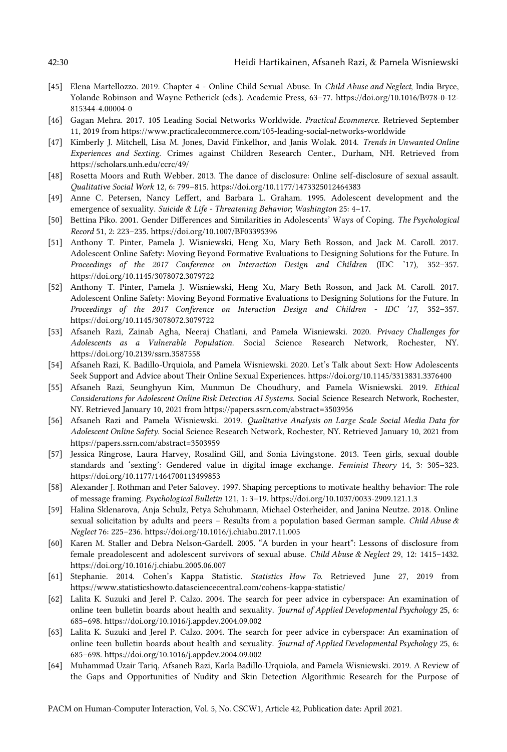[45] Elena Martellozzo. 2019. Chapter 4 - Online Child Sexual Abuse. In *Child Abuse and Neglect*, India Bryce, Yolande Robinson and Wayne Petherick (eds.). Academic Press, 63–77. https://doi.org/10.1016/B978-0-12-815344-4.00004-0

[46] Gagan Mehra. 2017. 105 Leading Social Networks Worldwide. *Practical Ecommerce*. Retrieved September 11, 2019 from https://www.practicalecommerce.com/105-leading-social-networks-worldwide

[47] Kimberly J. Mitchell, Lisa M. Jones, David Finkelhor, and Janis Wolak. 2014. *Trends in Unwanted Online Experiences and Sexting*. Crimes against Children Research Center., Durham, NH. Retrieved from https://scholars.unh.edu/ccrc/49/

[48] Rosetta Moors and Ruth Webber. 2013. The dance of disclosure: Online self-disclosure of sexual assault. *Qualitative Social Work* 12, 6: 799–815. https://doi.org/10.1177/1473325012464383

[49] Anne C. Petersen, Nancy Leffert, and Barbara L. Graham. 1995. Adolescent development and the emergence of sexuality. *Suicide & Life - Threatening Behavior; Washington* 25: 4–17.

[50] Bettina Piko. 2001. Gender Differences and Similarities in Adolescents' Ways of Coping. *The Psychological Record* 51, 2: 223–235. https://doi.org/10.1007/BF03395396

[51] Anthony T. Pinter, Pamela J. Wisniewski, Heng Xu, Mary Beth Rosson, and Jack M. Caroll. 2017. Adolescent Online Safety: Moving Beyond Formative Evaluations to Designing Solutions for the Future. In *Proceedings of the 2017 Conference on Interaction Design and Children* (IDC '17), 352–357. https://doi.org/10.1145/3078072.3079722

[52] Anthony T. Pinter, Pamela J. Wisniewski, Heng Xu, Mary Beth Rosson, and Jack M. Caroll. 2017. Adolescent Online Safety: Moving Beyond Formative Evaluations to Designing Solutions for the Future. In *Proceedings of the 2017 Conference on Interaction Design and Children - IDC '17*, 352–357. https://doi.org/10.1145/3078072.3079722

[53] Afsaneh Razi, Zainab Agha, Neeraj Chatlani, and Pamela Wisniewski. 2020. *Privacy Challenges for Adolescents as a Vulnerable Population*. Social Science Research Network, Rochester, NY. https://doi.org/10.2139/ssrn.3587558

[54] Afsaneh Razi, K. Badillo-Urquiola, and Pamela Wisniewski. 2020. Let's Talk about Sext: How Adolescents Seek Support and Advice about Their Online Sexual Experiences. https://doi.org/10.1145/3313831.3376400

[55] Afsaneh Razi, Seunghyun Kim, Munmun De Choudhury, and Pamela Wisniewski. 2019. *Ethical Considerations for Adolescent Online Risk Detection AI Systems*. Social Science Research Network, Rochester, NY. Retrieved January 10, 2021 from https://papers.ssrn.com/abstract=3503956

[56] Afsaneh Razi and Pamela Wisniewski. 2019. *Qualitative Analysis on Large Scale Social Media Data for Adolescent Online Safety*. Social Science Research Network, Rochester, NY. Retrieved January 10, 2021 from https://papers.ssrn.com/abstract=3503959

[57] Jessica Ringrose, Laura Harvey, Rosalind Gill, and Sonia Livingstone. 2013. Teen girls, sexual double standards and 'sexting': Gendered value in digital image exchange. *Feminist Theory* 14, 3: 305–323. https://doi.org/10.1177/1464700113499853

[58] Alexander J. Rothman and Peter Salovey. 1997. Shaping perceptions to motivate healthy behavior: The role of message framing. *Psychological Bulletin* 121, 1: 3–19. https://doi.org/10.1037/0033-2909.121.1.3

[59] Halina Sklenarova, Anja Schulz, Petya Schuhmann, Michael Osterheider, and Janina Neutze. 2018. Online sexual solicitation by adults and peers – Results from a population based German sample. *Child Abuse & Neglect* 76: 225–236. https://doi.org/10.1016/j.chiabu.2017.11.005

[60] Karen M. Staller and Debra Nelson-Gardell. 2005. "A burden in your heart": Lessons of disclosure from female preadolescent and adolescent survivors of sexual abuse. *Child Abuse & Neglect* 29, 12: 1415–1432. https://doi.org/10.1016/j.chiabu.2005.06.007

[61] Stephanie. 2014. Cohen's Kappa Statistic. *Statistics How To*. Retrieved June 27, 2019 from https://www.statisticshowto.datasciencecentral.com/cohens-kappa-statistic/

[62] Lalita K. Suzuki and Jerel P. Calzo. 2004. The search for peer advice in cyberspace: An examination of online teen bulletin boards about health and sexuality. *Journal of Applied Developmental Psychology* 25, 6: 685–698. https://doi.org/10.1016/j.appdev.2004.09.002

[63] Lalita K. Suzuki and Jerel P. Calzo. 2004. The search for peer advice in cyberspace: An examination of online teen bulletin boards about health and sexuality. *Journal of Applied Developmental Psychology* 25, 6: 685–698. https://doi.org/10.1016/j.appdev.2004.09.002

[64] Muhammad Uzair Tariq, Afsaneh Razi, Karla Badillo-Urquiola, and Pamela Wisniewski. 2019. A Review of the Gaps and Opportunities of Nudity and Skin Detection Algorithmic Research for the Purpose of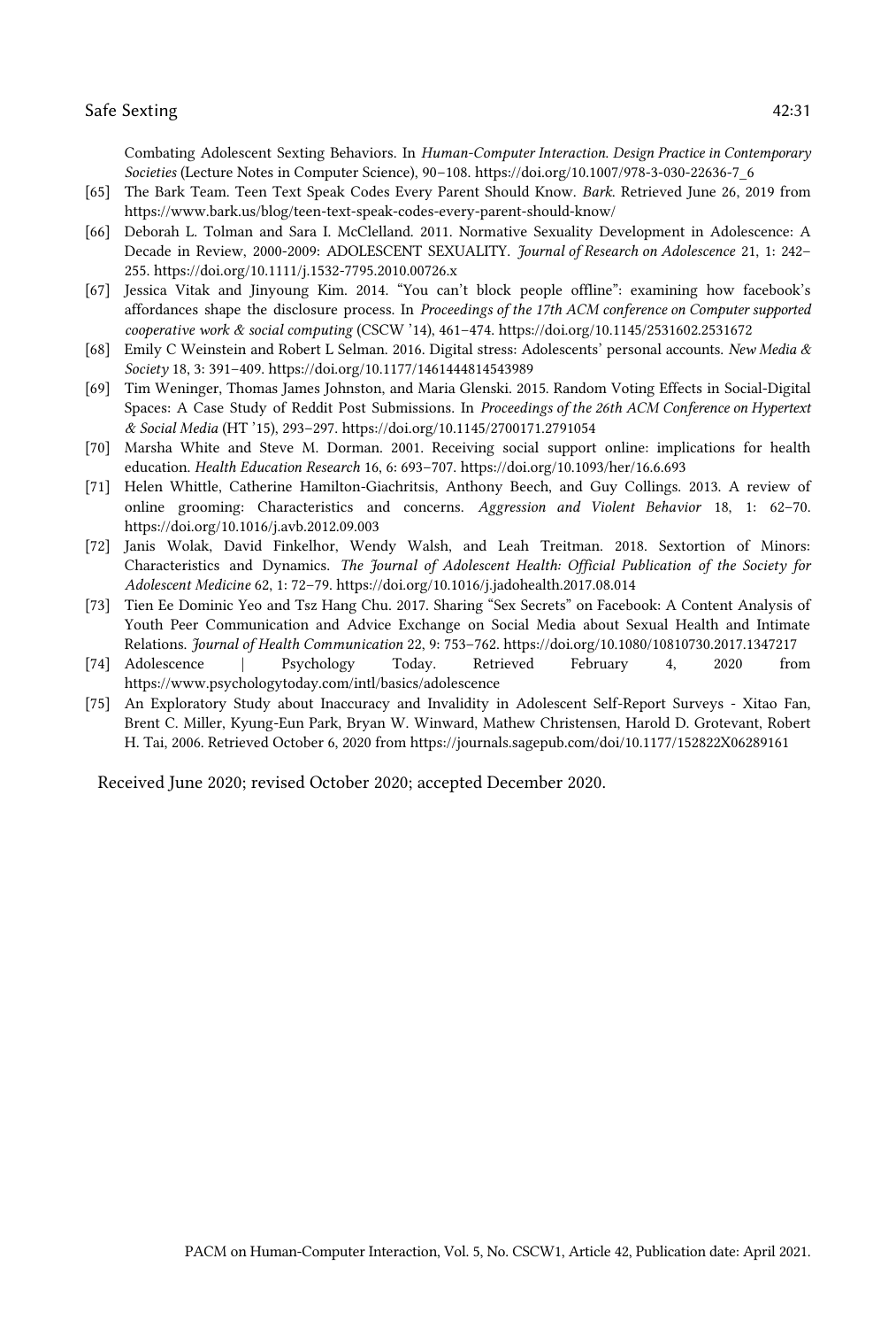Combating Adolescent Sexting Behaviors. In *Human-Computer Interaction. Design Practice in Contemporary Societies* (Lecture Notes in Computer Science), 90–108. https://doi.org/10.1007/978-3-030-22636-7_6

[65] The Bark Team. Teen Text Speak Codes Every Parent Should Know. *Bark*. Retrieved June 26, 2019 from https://www.bark.us/blog/teen-text-speak-codes-every-parent-should-know/

[66] Deborah L. Tolman and Sara I. McClelland. 2011. Normative Sexuality Development in Adolescence: A Decade in Review, 2000-2009: ADOLESCENT SEXUALITY. *Journal of Research on Adolescence* 21, 1: 242–255. https://doi.org/10.1111/j.1532-7795.2010.00726.x

[67] Jessica Vitak and Jinyoung Kim. 2014. "You can't block people offline": examining how facebook's affordances shape the disclosure process. In *Proceedings of the 17th ACM conference on Computer supported cooperative work & social computing* (CSCW '14), 461–474. https://doi.org/10.1145/2531602.2531672

[68] Emily C Weinstein and Robert L Selman. 2016. Digital stress: Adolescents' personal accounts. *New Media & Society* 18, 3: 391–409. https://doi.org/10.1177/1461444814543989

[69] Tim Weninger, Thomas James Johnston, and Maria Glenski. 2015. Random Voting Effects in Social-Digital Spaces: A Case Study of Reddit Post Submissions. In *Proceedings of the 26th ACM Conference on Hypertext & Social Media* (HT '15), 293–297. https://doi.org/10.1145/2700171.2791054

[70] Marsha White and Steve M. Dorman. 2001. Receiving social support online: implications for health education. *Health Education Research* 16, 6: 693–707. https://doi.org/10.1093/her/16.6.693

[71] Helen Whittle, Catherine Hamilton-Giachritsis, Anthony Beech, and Guy Collings. 2013. A review of online grooming: Characteristics and concerns. *Aggression and Violent Behavior* 18, 1: 62–70. https://doi.org/10.1016/j.avb.2012.09.003

[72] Janis Wolak, David Finkelhor, Wendy Walsh, and Leah Treitman. 2018. Sextortion of Minors: Characteristics and Dynamics. *The Journal of Adolescent Health: Official Publication of the Society for Adolescent Medicine* 62, 1: 72–79. https://doi.org/10.1016/j.jadohealth.2017.08.014

[73] Tien Ee Dominic Yeo and Tsz Hang Chu. 2017. Sharing "Sex Secrets" on Facebook: A Content Analysis of Youth Peer Communication and Advice Exchange on Social Media about Sexual Health and Intimate Relations. *Journal of Health Communication* 22, 9: 753–762. https://doi.org/10.1080/10810730.2017.1347217

[74] Adolescence | Psychology Today. Retrieved February 4, 2020 from https://www.psychologytoday.com/intl/basics/adolescence

[75] An Exploratory Study about Inaccuracy and Invalidity in Adolescent Self-Report Surveys - Xitao Fan, Brent C. Miller, Kyung-Eun Park, Bryan W. Winward, Mathew Christensen, Harold D. Grotevant, Robert H. Tai, 2006. Retrieved October 6, 2020 from https://journals.sagepub.com/doi/10.1177/152822X06289161

Received June 2020; revised October 2020; accepted December 2020.